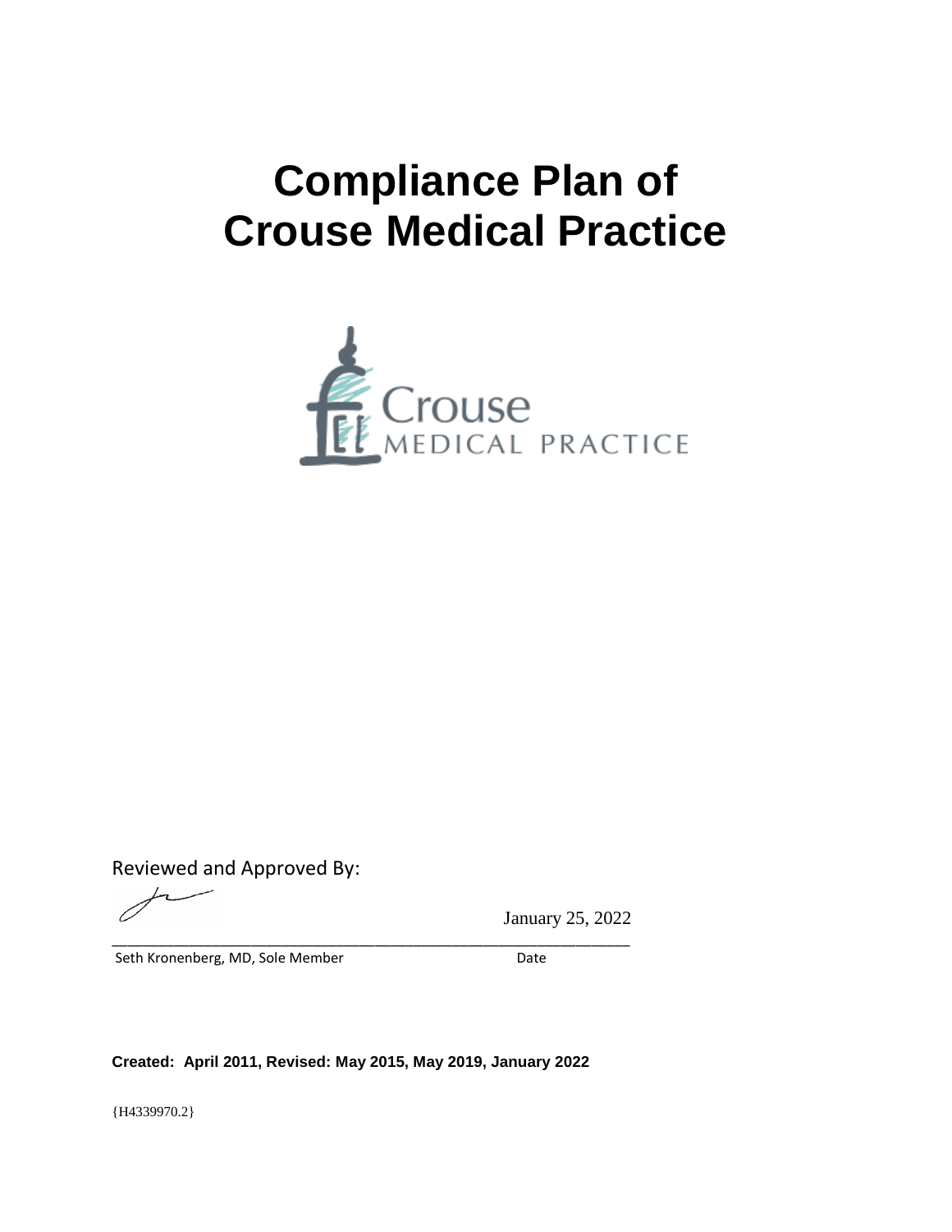# Compliance Plan of Crouse Medical Practice

Crouse
MEDICAL PRACTICE

Reviewed and Approved By:

January 25, 2022

\_\_\_\_\_\_\_\_\_\_\_\_\_\_\_\_\_\_\_\_\_\_\_\_\_\_\_\_\_\_\_\_\_\_\_\_\_\_\_\_\_\_\_\_\_\_\_\_\_\_\_\_\_\_\_\_\_\_\_\_

Seth Kronenberg, MD, Sole Member Date

**Created: April 2011, Revised: May 2015, May 2019, January 2022**

{H4339970.2}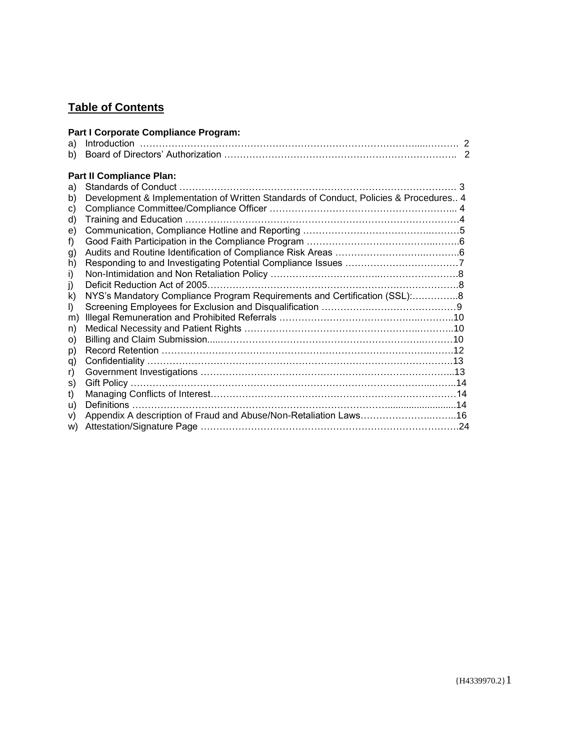## Table of Contents

**Part I Corporate Compliance Program:**

a) Introduction ………………………………………………………………………………... 2
b) Board of Directors' Authorization ……………………………………………………………. 2

**Part II Compliance Plan:**

a) Standards of Conduct ………………………………………………………………………. 3
b) Development & Implementation of Written Standards of Conduct, Policies & Procedures.. 4
c) Compliance Committee/Compliance Officer ………………………………………………... 4
d) Training and Education ……………………………………………………………………….4
e) Communication, Compliance Hotline and Reporting ………………………………………5
f) Good Faith Participation in the Compliance Program ………………………………………6
g) Audits and Routine Identification of Compliance Risk Areas ……………………………….6
h) Responding to and Investigating Potential Compliance Issues ………………………………7
i) Non-Intimidation and Non Retaliation Policy …………………………………………………8
j) Deficit Reduction Act of 2005……………………………………………………………………8
k) NYS's Mandatory Compliance Program Requirements and Certification (SSL):…………..8
l) Screening Employees for Exclusion and Disqualification ……………………………………9
m) Illegal Remuneration and Prohibited Referrals ………………………………………………10
n) Medical Necessity and Patient Rights …………………………………………………………10
o) Billing and Claim Submission....………………………………………………………………10
p) Record Retention ………………………………………………………………………………12
q) Confidentiality ……………………………………………………………………………………13
r) Government Investigations ……………………………………………………………………...13
s) Gift Policy ………………………………………………………………………………………..14
t) Managing Conflicts of Interest……………………………………………………………………14
u) Definitions ……………………………………………………………………………………….14
v) Appendix A description of Fraud and Abuse/Non-Retaliation Laws……………………..……..16
w) Attestation/Signature Page ……………………………………………………………………….24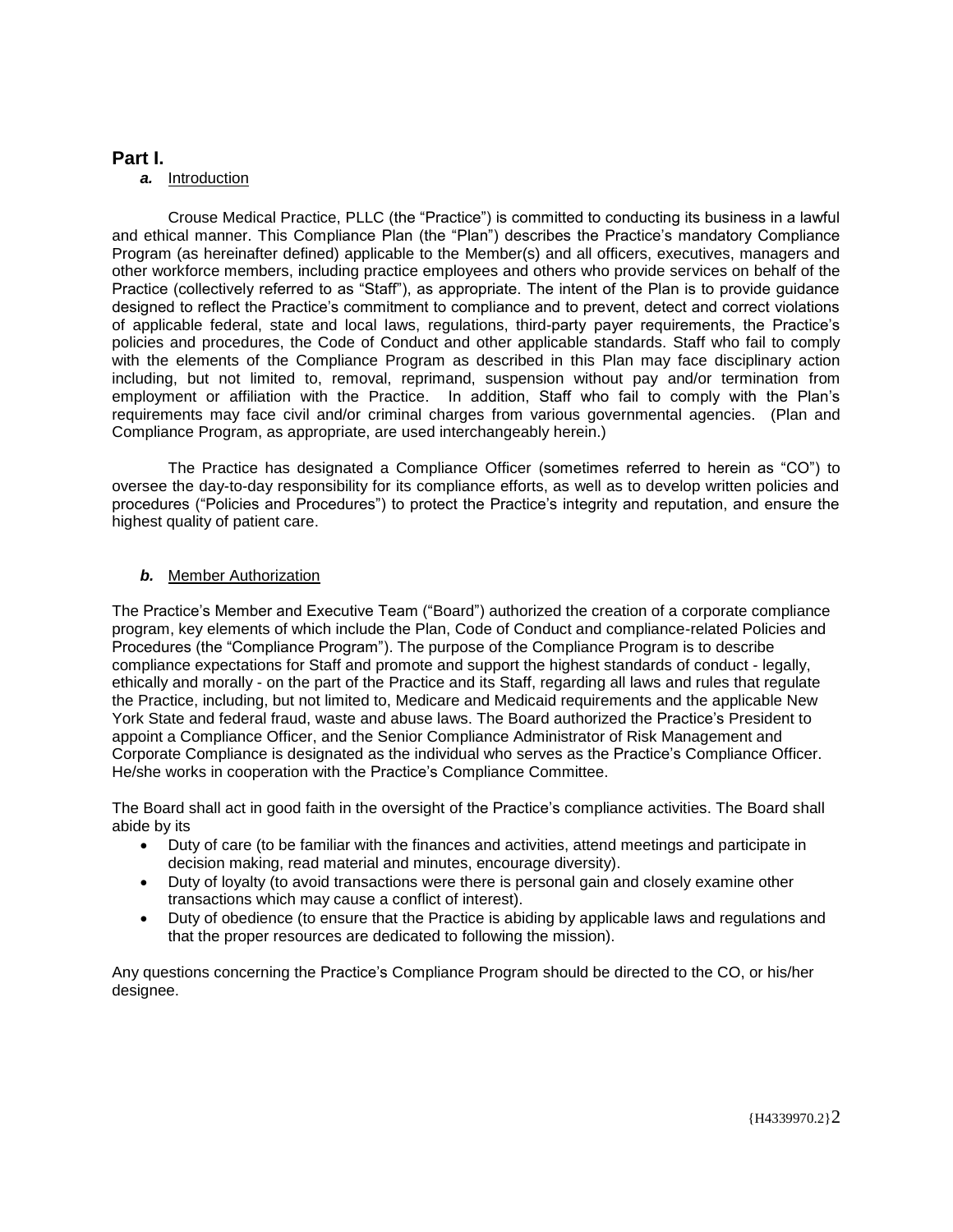## Part I.

### *a.* Introduction

Crouse Medical Practice, PLLC (the "Practice") is committed to conducting its business in a lawful and ethical manner. This Compliance Plan (the "Plan") describes the Practice's mandatory Compliance Program (as hereinafter defined) applicable to the Member(s) and all officers, executives, managers and other workforce members, including practice employees and others who provide services on behalf of the Practice (collectively referred to as "Staff"), as appropriate. The intent of the Plan is to provide guidance designed to reflect the Practice's commitment to compliance and to prevent, detect and correct violations of applicable federal, state and local laws, regulations, third-party payer requirements, the Practice's policies and procedures, the Code of Conduct and other applicable standards. Staff who fail to comply with the elements of the Compliance Program as described in this Plan may face disciplinary action including, but not limited to, removal, reprimand, suspension without pay and/or termination from employment or affiliation with the Practice. In addition, Staff who fail to comply with the Plan's requirements may face civil and/or criminal charges from various governmental agencies. (Plan and Compliance Program, as appropriate, are used interchangeably herein.)

The Practice has designated a Compliance Officer (sometimes referred to herein as "CO") to oversee the day-to-day responsibility for its compliance efforts, as well as to develop written policies and procedures ("Policies and Procedures") to protect the Practice's integrity and reputation, and ensure the highest quality of patient care.

### *b.* Member Authorization

The Practice's Member and Executive Team ("Board") authorized the creation of a corporate compliance program, key elements of which include the Plan, Code of Conduct and compliance-related Policies and Procedures (the "Compliance Program"). The purpose of the Compliance Program is to describe compliance expectations for Staff and promote and support the highest standards of conduct - legally, ethically and morally - on the part of the Practice and its Staff, regarding all laws and rules that regulate the Practice, including, but not limited to, Medicare and Medicaid requirements and the applicable New York State and federal fraud, waste and abuse laws. The Board authorized the Practice's President to appoint a Compliance Officer, and the Senior Compliance Administrator of Risk Management and Corporate Compliance is designated as the individual who serves as the Practice's Compliance Officer. He/she works in cooperation with the Practice's Compliance Committee.

The Board shall act in good faith in the oversight of the Practice's compliance activities. The Board shall abide by its

- Duty of care (to be familiar with the finances and activities, attend meetings and participate in decision making, read material and minutes, encourage diversity).
- Duty of loyalty (to avoid transactions were there is personal gain and closely examine other transactions which may cause a conflict of interest).
- Duty of obedience (to ensure that the Practice is abiding by applicable laws and regulations and that the proper resources are dedicated to following the mission).

Any questions concerning the Practice's Compliance Program should be directed to the CO, or his/her designee.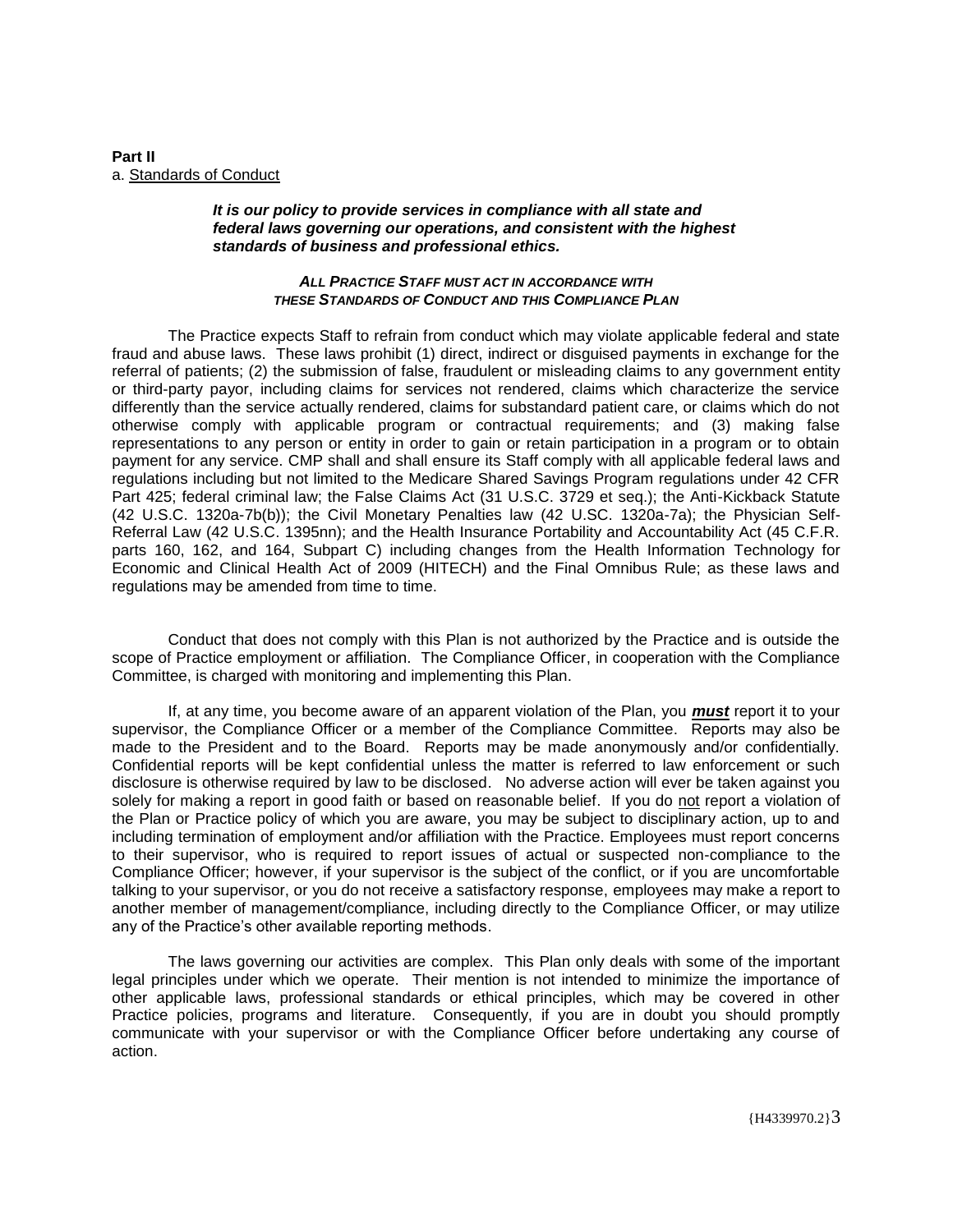**Part II**
a. Standards of Conduct

> ***It is our policy to provide services in compliance with all state and federal laws governing our operations, and consistent with the highest standards of business and professional ethics.***

***ALL PRACTICE STAFF MUST ACT IN ACCORDANCE WITH THESE STANDARDS OF CONDUCT AND THIS COMPLIANCE PLAN***

The Practice expects Staff to refrain from conduct which may violate applicable federal and state fraud and abuse laws. These laws prohibit (1) direct, indirect or disguised payments in exchange for the referral of patients; (2) the submission of false, fraudulent or misleading claims to any government entity or third-party payor, including claims for services not rendered, claims which characterize the service differently than the service actually rendered, claims for substandard patient care, or claims which do not otherwise comply with applicable program or contractual requirements; and (3) making false representations to any person or entity in order to gain or retain participation in a program or to obtain payment for any service. CMP shall and shall ensure its Staff comply with all applicable federal laws and regulations including but not limited to the Medicare Shared Savings Program regulations under 42 CFR Part 425; federal criminal law; the False Claims Act (31 U.S.C. 3729 et seq.); the Anti-Kickback Statute (42 U.S.C. 1320a-7b(b)); the Civil Monetary Penalties law (42 U.SC. 1320a-7a); the Physician Self-Referral Law (42 U.S.C. 1395nn); and the Health Insurance Portability and Accountability Act (45 C.F.R. parts 160, 162, and 164, Subpart C) including changes from the Health Information Technology for Economic and Clinical Health Act of 2009 (HITECH) and the Final Omnibus Rule; as these laws and regulations may be amended from time to time.

Conduct that does not comply with this Plan is not authorized by the Practice and is outside the scope of Practice employment or affiliation. The Compliance Officer, in cooperation with the Compliance Committee, is charged with monitoring and implementing this Plan.

If, at any time, you become aware of an apparent violation of the Plan, you ***must*** report it to your supervisor, the Compliance Officer or a member of the Compliance Committee. Reports may also be made to the President and to the Board. Reports may be made anonymously and/or confidentially. Confidential reports will be kept confidential unless the matter is referred to law enforcement or such disclosure is otherwise required by law to be disclosed. No adverse action will ever be taken against you solely for making a report in good faith or based on reasonable belief. If you do not report a violation of the Plan or Practice policy of which you are aware, you may be subject to disciplinary action, up to and including termination of employment and/or affiliation with the Practice. Employees must report concerns to their supervisor, who is required to report issues of actual or suspected non-compliance to the Compliance Officer; however, if your supervisor is the subject of the conflict, or if you are uncomfortable talking to your supervisor, or you do not receive a satisfactory response, employees may make a report to another member of management/compliance, including directly to the Compliance Officer, or may utilize any of the Practice's other available reporting methods.

The laws governing our activities are complex. This Plan only deals with some of the important legal principles under which we operate. Their mention is not intended to minimize the importance of other applicable laws, professional standards or ethical principles, which may be covered in other Practice policies, programs and literature. Consequently, if you are in doubt you should promptly communicate with your supervisor or with the Compliance Officer before undertaking any course of action.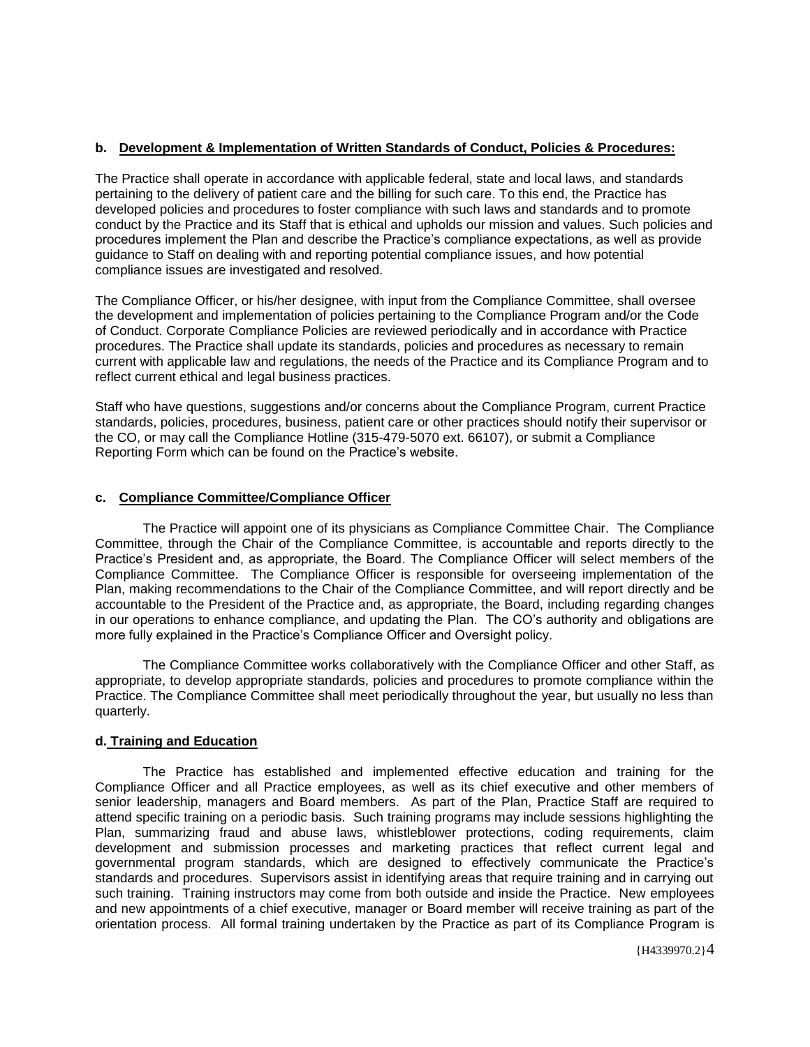**b. Development & Implementation of Written Standards of Conduct, Policies & Procedures:**

The Practice shall operate in accordance with applicable federal, state and local laws, and standards pertaining to the delivery of patient care and the billing for such care. To this end, the Practice has developed policies and procedures to foster compliance with such laws and standards and to promote conduct by the Practice and its Staff that is ethical and upholds our mission and values. Such policies and procedures implement the Plan and describe the Practice's compliance expectations, as well as provide guidance to Staff on dealing with and reporting potential compliance issues, and how potential compliance issues are investigated and resolved.

The Compliance Officer, or his/her designee, with input from the Compliance Committee, shall oversee the development and implementation of policies pertaining to the Compliance Program and/or the Code of Conduct. Corporate Compliance Policies are reviewed periodically and in accordance with Practice procedures. The Practice shall update its standards, policies and procedures as necessary to remain current with applicable law and regulations, the needs of the Practice and its Compliance Program and to reflect current ethical and legal business practices.

Staff who have questions, suggestions and/or concerns about the Compliance Program, current Practice standards, policies, procedures, business, patient care or other practices should notify their supervisor or the CO, or may call the Compliance Hotline (315-479-5070 ext. 66107), or submit a Compliance Reporting Form which can be found on the Practice's website.

**c. Compliance Committee/Compliance Officer**

The Practice will appoint one of its physicians as Compliance Committee Chair. The Compliance Committee, through the Chair of the Compliance Committee, is accountable and reports directly to the Practice's President and, as appropriate, the Board. The Compliance Officer will select members of the Compliance Committee. The Compliance Officer is responsible for overseeing implementation of the Plan, making recommendations to the Chair of the Compliance Committee, and will report directly and be accountable to the President of the Practice and, as appropriate, the Board, including regarding changes in our operations to enhance compliance, and updating the Plan. The CO's authority and obligations are more fully explained in the Practice's Compliance Officer and Oversight policy.

The Compliance Committee works collaboratively with the Compliance Officer and other Staff, as appropriate, to develop appropriate standards, policies and procedures to promote compliance within the Practice. The Compliance Committee shall meet periodically throughout the year, but usually no less than quarterly.

**d. Training and Education**

The Practice has established and implemented effective education and training for the Compliance Officer and all Practice employees, as well as its chief executive and other members of senior leadership, managers and Board members. As part of the Plan, Practice Staff are required to attend specific training on a periodic basis. Such training programs may include sessions highlighting the Plan, summarizing fraud and abuse laws, whistleblower protections, coding requirements, claim development and submission processes and marketing practices that reflect current legal and governmental program standards, which are designed to effectively communicate the Practice's standards and procedures. Supervisors assist in identifying areas that require training and in carrying out such training. Training instructors may come from both outside and inside the Practice. New employees and new appointments of a chief executive, manager or Board member will receive training as part of the orientation process. All formal training undertaken by the Practice as part of its Compliance Program is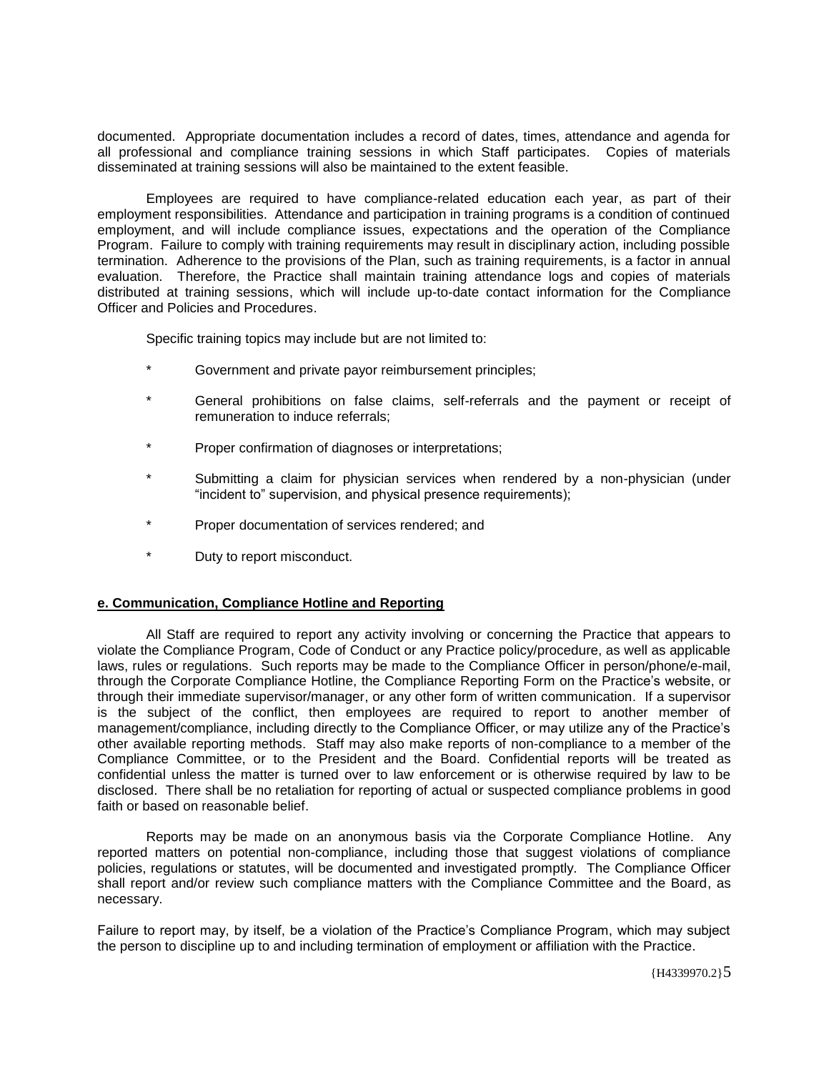documented. Appropriate documentation includes a record of dates, times, attendance and agenda for all professional and compliance training sessions in which Staff participates. Copies of materials disseminated at training sessions will also be maintained to the extent feasible.

Employees are required to have compliance-related education each year, as part of their employment responsibilities. Attendance and participation in training programs is a condition of continued employment, and will include compliance issues, expectations and the operation of the Compliance Program. Failure to comply with training requirements may result in disciplinary action, including possible termination. Adherence to the provisions of the Plan, such as training requirements, is a factor in annual evaluation. Therefore, the Practice shall maintain training attendance logs and copies of materials distributed at training sessions, which will include up-to-date contact information for the Compliance Officer and Policies and Procedures.

Specific training topics may include but are not limited to:

* Government and private payor reimbursement principles;
* General prohibitions on false claims, self-referrals and the payment or receipt of remuneration to induce referrals;
* Proper confirmation of diagnoses or interpretations;
* Submitting a claim for physician services when rendered by a non-physician (under "incident to" supervision, and physical presence requirements);
* Proper documentation of services rendered; and
* Duty to report misconduct.

**e. Communication, Compliance Hotline and Reporting**

All Staff are required to report any activity involving or concerning the Practice that appears to violate the Compliance Program, Code of Conduct or any Practice policy/procedure, as well as applicable laws, rules or regulations. Such reports may be made to the Compliance Officer in person/phone/e-mail, through the Corporate Compliance Hotline, the Compliance Reporting Form on the Practice's website, or through their immediate supervisor/manager, or any other form of written communication. If a supervisor is the subject of the conflict, then employees are required to report to another member of management/compliance, including directly to the Compliance Officer, or may utilize any of the Practice's other available reporting methods. Staff may also make reports of non-compliance to a member of the Compliance Committee, or to the President and the Board. Confidential reports will be treated as confidential unless the matter is turned over to law enforcement or is otherwise required by law to be disclosed. There shall be no retaliation for reporting of actual or suspected compliance problems in good faith or based on reasonable belief.

Reports may be made on an anonymous basis via the Corporate Compliance Hotline. Any reported matters on potential non-compliance, including those that suggest violations of compliance policies, regulations or statutes, will be documented and investigated promptly. The Compliance Officer shall report and/or review such compliance matters with the Compliance Committee and the Board, as necessary.

Failure to report may, by itself, be a violation of the Practice's Compliance Program, which may subject the person to discipline up to and including termination of employment or affiliation with the Practice.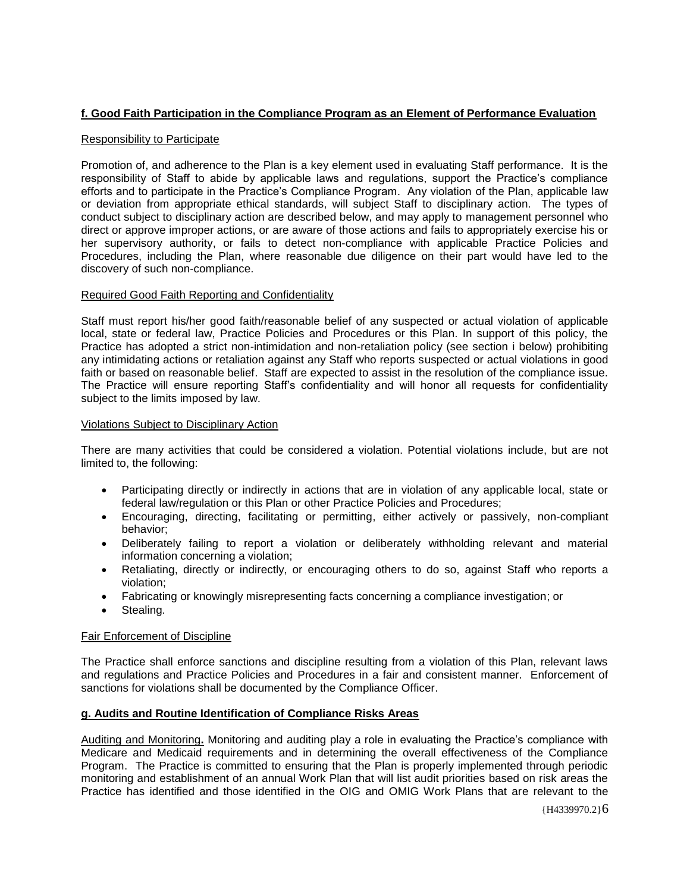**f. Good Faith Participation in the Compliance Program as an Element of Performance Evaluation**

Responsibility to Participate

Promotion of, and adherence to the Plan is a key element used in evaluating Staff performance. It is the responsibility of Staff to abide by applicable laws and regulations, support the Practice's compliance efforts and to participate in the Practice's Compliance Program. Any violation of the Plan, applicable law or deviation from appropriate ethical standards, will subject Staff to disciplinary action. The types of conduct subject to disciplinary action are described below, and may apply to management personnel who direct or approve improper actions, or are aware of those actions and fails to appropriately exercise his or her supervisory authority, or fails to detect non-compliance with applicable Practice Policies and Procedures, including the Plan, where reasonable due diligence on their part would have led to the discovery of such non-compliance.

Required Good Faith Reporting and Confidentiality

Staff must report his/her good faith/reasonable belief of any suspected or actual violation of applicable local, state or federal law, Practice Policies and Procedures or this Plan. In support of this policy, the Practice has adopted a strict non-intimidation and non-retaliation policy (see section i below) prohibiting any intimidating actions or retaliation against any Staff who reports suspected or actual violations in good faith or based on reasonable belief. Staff are expected to assist in the resolution of the compliance issue. The Practice will ensure reporting Staff's confidentiality and will honor all requests for confidentiality subject to the limits imposed by law.

Violations Subject to Disciplinary Action

There are many activities that could be considered a violation. Potential violations include, but are not limited to, the following:

- Participating directly or indirectly in actions that are in violation of any applicable local, state or federal law/regulation or this Plan or other Practice Policies and Procedures;
- Encouraging, directing, facilitating or permitting, either actively or passively, non-compliant behavior;
- Deliberately failing to report a violation or deliberately withholding relevant and material information concerning a violation;
- Retaliating, directly or indirectly, or encouraging others to do so, against Staff who reports a violation;
- Fabricating or knowingly misrepresenting facts concerning a compliance investigation; or
- Stealing.

Fair Enforcement of Discipline

The Practice shall enforce sanctions and discipline resulting from a violation of this Plan, relevant laws and regulations and Practice Policies and Procedures in a fair and consistent manner. Enforcement of sanctions for violations shall be documented by the Compliance Officer.

**g. Audits and Routine Identification of Compliance Risks Areas**

Auditing and Monitoring**.** Monitoring and auditing play a role in evaluating the Practice's compliance with Medicare and Medicaid requirements and in determining the overall effectiveness of the Compliance Program. The Practice is committed to ensuring that the Plan is properly implemented through periodic monitoring and establishment of an annual Work Plan that will list audit priorities based on risk areas the Practice has identified and those identified in the OIG and OMIG Work Plans that are relevant to the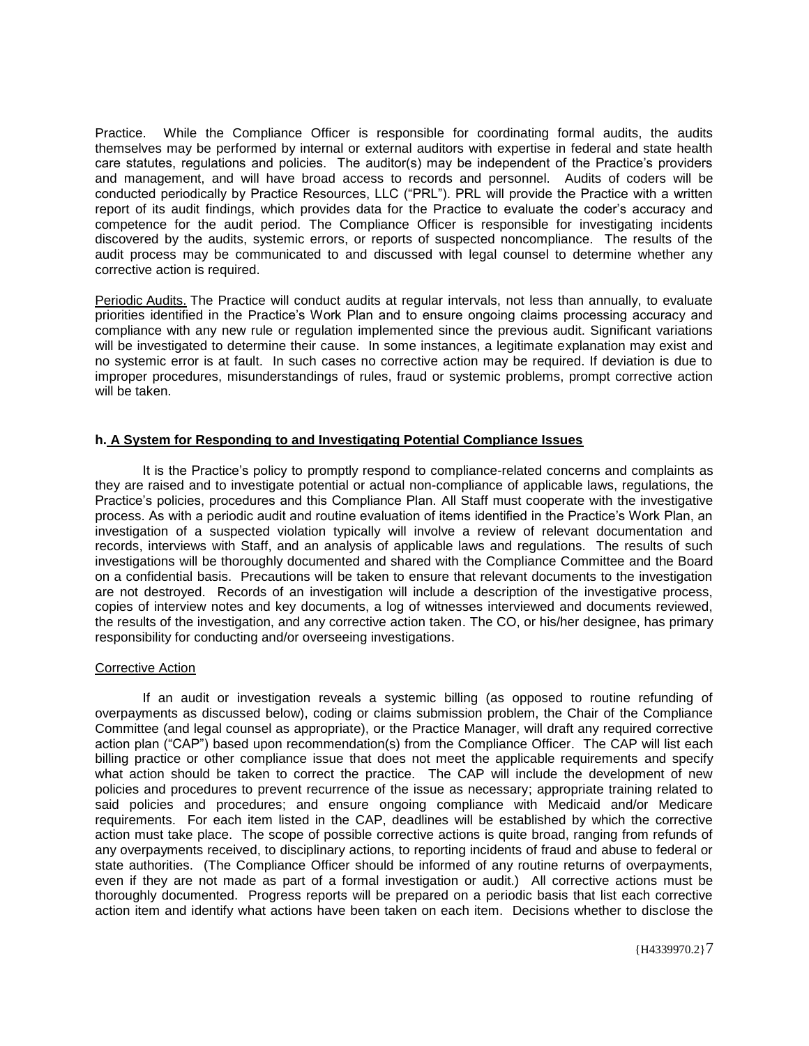Practice. While the Compliance Officer is responsible for coordinating formal audits, the audits themselves may be performed by internal or external auditors with expertise in federal and state health care statutes, regulations and policies. The auditor(s) may be independent of the Practice's providers and management, and will have broad access to records and personnel. Audits of coders will be conducted periodically by Practice Resources, LLC ("PRL"). PRL will provide the Practice with a written report of its audit findings, which provides data for the Practice to evaluate the coder's accuracy and competence for the audit period. The Compliance Officer is responsible for investigating incidents discovered by the audits, systemic errors, or reports of suspected noncompliance. The results of the audit process may be communicated to and discussed with legal counsel to determine whether any corrective action is required.

Periodic Audits. The Practice will conduct audits at regular intervals, not less than annually, to evaluate priorities identified in the Practice's Work Plan and to ensure ongoing claims processing accuracy and compliance with any new rule or regulation implemented since the previous audit. Significant variations will be investigated to determine their cause. In some instances, a legitimate explanation may exist and no systemic error is at fault. In such cases no corrective action may be required. If deviation is due to improper procedures, misunderstandings of rules, fraud or systemic problems, prompt corrective action will be taken.

**h. A System for Responding to and Investigating Potential Compliance Issues**

It is the Practice's policy to promptly respond to compliance-related concerns and complaints as they are raised and to investigate potential or actual non-compliance of applicable laws, regulations, the Practice's policies, procedures and this Compliance Plan. All Staff must cooperate with the investigative process. As with a periodic audit and routine evaluation of items identified in the Practice's Work Plan, an investigation of a suspected violation typically will involve a review of relevant documentation and records, interviews with Staff, and an analysis of applicable laws and regulations. The results of such investigations will be thoroughly documented and shared with the Compliance Committee and the Board on a confidential basis. Precautions will be taken to ensure that relevant documents to the investigation are not destroyed. Records of an investigation will include a description of the investigative process, copies of interview notes and key documents, a log of witnesses interviewed and documents reviewed, the results of the investigation, and any corrective action taken. The CO, or his/her designee, has primary responsibility for conducting and/or overseeing investigations.

Corrective Action

If an audit or investigation reveals a systemic billing (as opposed to routine refunding of overpayments as discussed below), coding or claims submission problem, the Chair of the Compliance Committee (and legal counsel as appropriate), or the Practice Manager, will draft any required corrective action plan ("CAP") based upon recommendation(s) from the Compliance Officer. The CAP will list each billing practice or other compliance issue that does not meet the applicable requirements and specify what action should be taken to correct the practice. The CAP will include the development of new policies and procedures to prevent recurrence of the issue as necessary; appropriate training related to said policies and procedures; and ensure ongoing compliance with Medicaid and/or Medicare requirements. For each item listed in the CAP, deadlines will be established by which the corrective action must take place. The scope of possible corrective actions is quite broad, ranging from refunds of any overpayments received, to disciplinary actions, to reporting incidents of fraud and abuse to federal or state authorities. (The Compliance Officer should be informed of any routine returns of overpayments, even if they are not made as part of a formal investigation or audit.) All corrective actions must be thoroughly documented. Progress reports will be prepared on a periodic basis that list each corrective action item and identify what actions have been taken on each item. Decisions whether to disclose the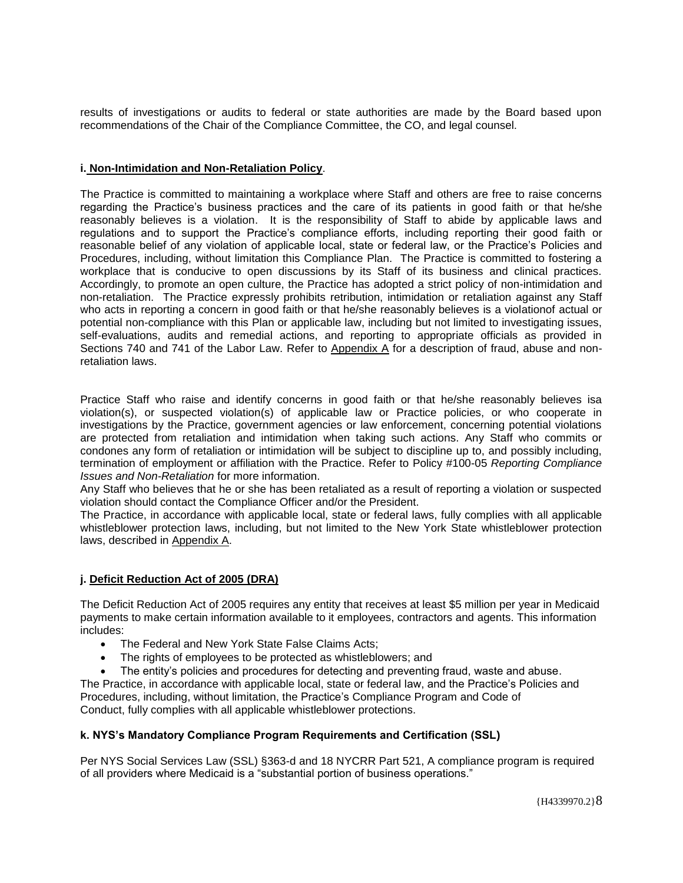results of investigations or audits to federal or state authorities are made by the Board based upon recommendations of the Chair of the Compliance Committee, the CO, and legal counsel.

**i. Non-Intimidation and Non-Retaliation Policy**.

The Practice is committed to maintaining a workplace where Staff and others are free to raise concerns regarding the Practice's business practices and the care of its patients in good faith or that he/she reasonably believes is a violation. It is the responsibility of Staff to abide by applicable laws and regulations and to support the Practice's compliance efforts, including reporting their good faith or reasonable belief of any violation of applicable local, state or federal law, or the Practice's Policies and Procedures, including, without limitation this Compliance Plan. The Practice is committed to fostering a workplace that is conducive to open discussions by its Staff of its business and clinical practices. Accordingly, to promote an open culture, the Practice has adopted a strict policy of non-intimidation and non-retaliation. The Practice expressly prohibits retribution, intimidation or retaliation against any Staff who acts in reporting a concern in good faith or that he/she reasonably believes is a violationof actual or potential non-compliance with this Plan or applicable law, including but not limited to investigating issues, self-evaluations, audits and remedial actions, and reporting to appropriate officials as provided in Sections 740 and 741 of the Labor Law. Refer to Appendix A for a description of fraud, abuse and non-retaliation laws.

Practice Staff who raise and identify concerns in good faith or that he/she reasonably believes isa violation(s), or suspected violation(s) of applicable law or Practice policies, or who cooperate in investigations by the Practice, government agencies or law enforcement, concerning potential violations are protected from retaliation and intimidation when taking such actions. Any Staff who commits or condones any form of retaliation or intimidation will be subject to discipline up to, and possibly including, termination of employment or affiliation with the Practice. Refer to Policy #100-05 *Reporting Compliance Issues and Non-Retaliation* for more information.

Any Staff who believes that he or she has been retaliated as a result of reporting a violation or suspected violation should contact the Compliance Officer and/or the President.

The Practice, in accordance with applicable local, state or federal laws, fully complies with all applicable whistleblower protection laws, including, but not limited to the New York State whistleblower protection laws, described in Appendix A.

**j. Deficit Reduction Act of 2005 (DRA)**

The Deficit Reduction Act of 2005 requires any entity that receives at least $5 million per year in Medicaid payments to make certain information available to it employees, contractors and agents. This information includes:

- The Federal and New York State False Claims Acts;
- The rights of employees to be protected as whistleblowers; and
- The entity's policies and procedures for detecting and preventing fraud, waste and abuse.

The Practice, in accordance with applicable local, state or federal law, and the Practice's Policies and Procedures, including, without limitation, the Practice's Compliance Program and Code of Conduct, fully complies with all applicable whistleblower protections.

**k. NYS's Mandatory Compliance Program Requirements and Certification (SSL)**

Per NYS Social Services Law (SSL) §363-d and 18 NYCRR Part 521, A compliance program is required of all providers where Medicaid is a "substantial portion of business operations."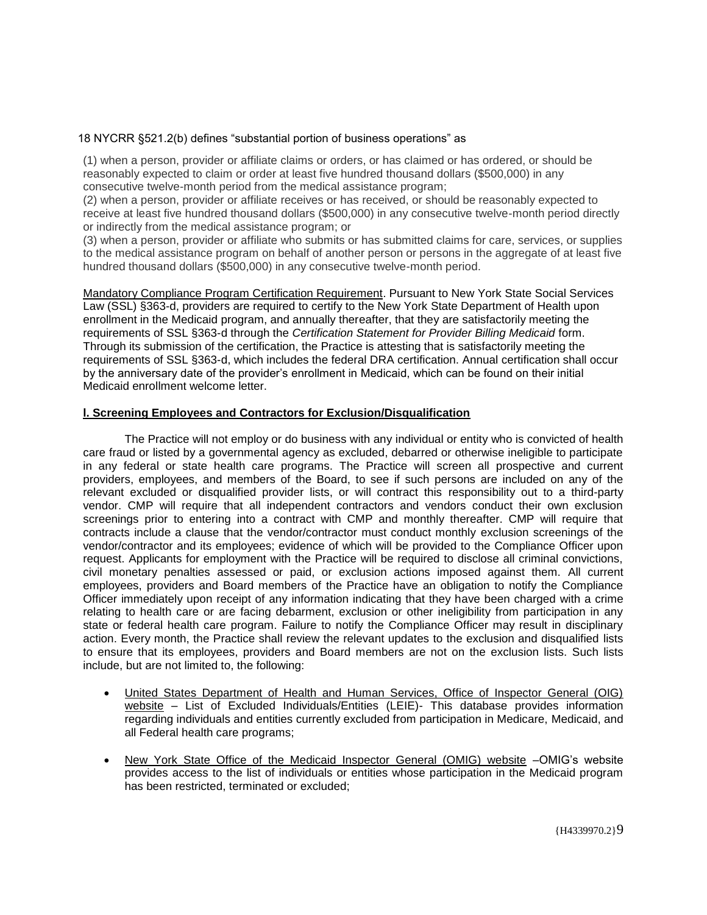18 NYCRR §521.2(b) defines "substantial portion of business operations" as

(1) when a person, provider or affiliate claims or orders, or has claimed or has ordered, or should be reasonably expected to claim or order at least five hundred thousand dollars ($500,000) in any consecutive twelve-month period from the medical assistance program;
(2) when a person, provider or affiliate receives or has received, or should be reasonably expected to receive at least five hundred thousand dollars ($500,000) in any consecutive twelve-month period directly or indirectly from the medical assistance program; or
(3) when a person, provider or affiliate who submits or has submitted claims for care, services, or supplies to the medical assistance program on behalf of another person or persons in the aggregate of at least five hundred thousand dollars ($500,000) in any consecutive twelve-month period.

Mandatory Compliance Program Certification Requirement. Pursuant to New York State Social Services Law (SSL) §363-d, providers are required to certify to the New York State Department of Health upon enrollment in the Medicaid program, and annually thereafter, that they are satisfactorily meeting the requirements of SSL §363-d through the *Certification Statement for Provider Billing Medicaid* form. Through its submission of the certification, the Practice is attesting that is satisfactorily meeting the requirements of SSL §363-d, which includes the federal DRA certification. Annual certification shall occur by the anniversary date of the provider's enrollment in Medicaid, which can be found on their initial Medicaid enrollment welcome letter.

**I. Screening Employees and Contractors for Exclusion/Disqualification**

The Practice will not employ or do business with any individual or entity who is convicted of health care fraud or listed by a governmental agency as excluded, debarred or otherwise ineligible to participate in any federal or state health care programs. The Practice will screen all prospective and current providers, employees, and members of the Board, to see if such persons are included on any of the relevant excluded or disqualified provider lists, or will contract this responsibility out to a third-party vendor. CMP will require that all independent contractors and vendors conduct their own exclusion screenings prior to entering into a contract with CMP and monthly thereafter. CMP will require that contracts include a clause that the vendor/contractor must conduct monthly exclusion screenings of the vendor/contractor and its employees; evidence of which will be provided to the Compliance Officer upon request. Applicants for employment with the Practice will be required to disclose all criminal convictions, civil monetary penalties assessed or paid, or exclusion actions imposed against them. All current employees, providers and Board members of the Practice have an obligation to notify the Compliance Officer immediately upon receipt of any information indicating that they have been charged with a crime relating to health care or are facing debarment, exclusion or other ineligibility from participation in any state or federal health care program. Failure to notify the Compliance Officer may result in disciplinary action. Every month, the Practice shall review the relevant updates to the exclusion and disqualified lists to ensure that its employees, providers and Board members are not on the exclusion lists. Such lists include, but are not limited to, the following:

- United States Department of Health and Human Services, Office of Inspector General (OIG) website – List of Excluded Individuals/Entities (LEIE)- This database provides information regarding individuals and entities currently excluded from participation in Medicare, Medicaid, and all Federal health care programs;

- New York State Office of the Medicaid Inspector General (OMIG) website –OMIG's website provides access to the list of individuals or entities whose participation in the Medicaid program has been restricted, terminated or excluded;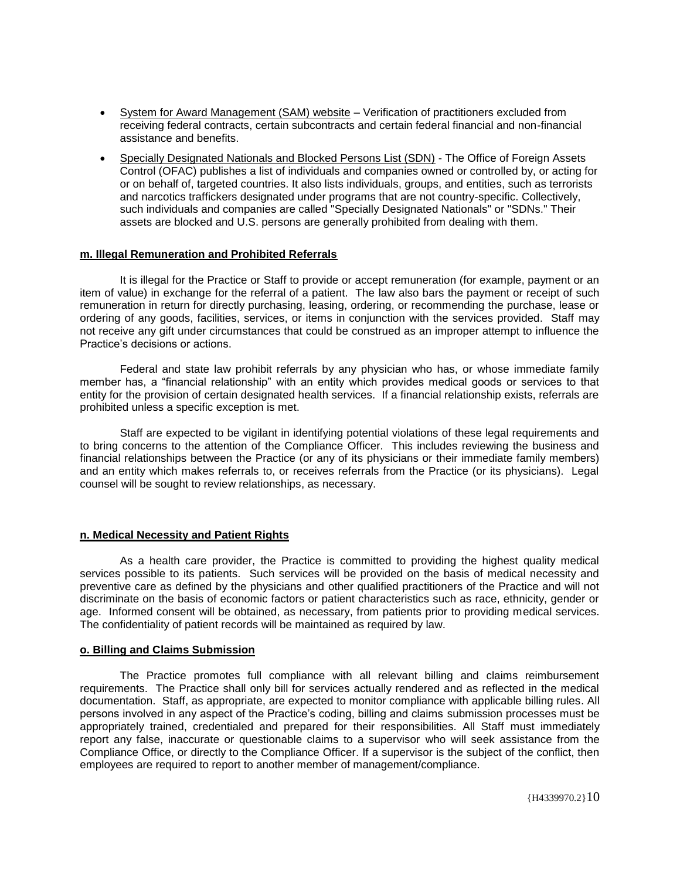- System for Award Management (SAM) website – Verification of practitioners excluded from receiving federal contracts, certain subcontracts and certain federal financial and non-financial assistance and benefits.
- Specially Designated Nationals and Blocked Persons List (SDN) - The Office of Foreign Assets Control (OFAC) publishes a list of individuals and companies owned or controlled by, or acting for or on behalf of, targeted countries. It also lists individuals, groups, and entities, such as terrorists and narcotics traffickers designated under programs that are not country-specific. Collectively, such individuals and companies are called "Specially Designated Nationals" or "SDNs." Their assets are blocked and U.S. persons are generally prohibited from dealing with them.

**m. Illegal Remuneration and Prohibited Referrals**

It is illegal for the Practice or Staff to provide or accept remuneration (for example, payment or an item of value) in exchange for the referral of a patient. The law also bars the payment or receipt of such remuneration in return for directly purchasing, leasing, ordering, or recommending the purchase, lease or ordering of any goods, facilities, services, or items in conjunction with the services provided. Staff may not receive any gift under circumstances that could be construed as an improper attempt to influence the Practice's decisions or actions.

Federal and state law prohibit referrals by any physician who has, or whose immediate family member has, a "financial relationship" with an entity which provides medical goods or services to that entity for the provision of certain designated health services. If a financial relationship exists, referrals are prohibited unless a specific exception is met.

Staff are expected to be vigilant in identifying potential violations of these legal requirements and to bring concerns to the attention of the Compliance Officer. This includes reviewing the business and financial relationships between the Practice (or any of its physicians or their immediate family members) and an entity which makes referrals to, or receives referrals from the Practice (or its physicians). Legal counsel will be sought to review relationships, as necessary.

**n. Medical Necessity and Patient Rights**

As a health care provider, the Practice is committed to providing the highest quality medical services possible to its patients. Such services will be provided on the basis of medical necessity and preventive care as defined by the physicians and other qualified practitioners of the Practice and will not discriminate on the basis of economic factors or patient characteristics such as race, ethnicity, gender or age. Informed consent will be obtained, as necessary, from patients prior to providing medical services. The confidentiality of patient records will be maintained as required by law.

**o. Billing and Claims Submission**

The Practice promotes full compliance with all relevant billing and claims reimbursement requirements. The Practice shall only bill for services actually rendered and as reflected in the medical documentation. Staff, as appropriate, are expected to monitor compliance with applicable billing rules. All persons involved in any aspect of the Practice's coding, billing and claims submission processes must be appropriately trained, credentialed and prepared for their responsibilities. All Staff must immediately report any false, inaccurate or questionable claims to a supervisor who will seek assistance from the Compliance Office, or directly to the Compliance Officer. If a supervisor is the subject of the conflict, then employees are required to report to another member of management/compliance.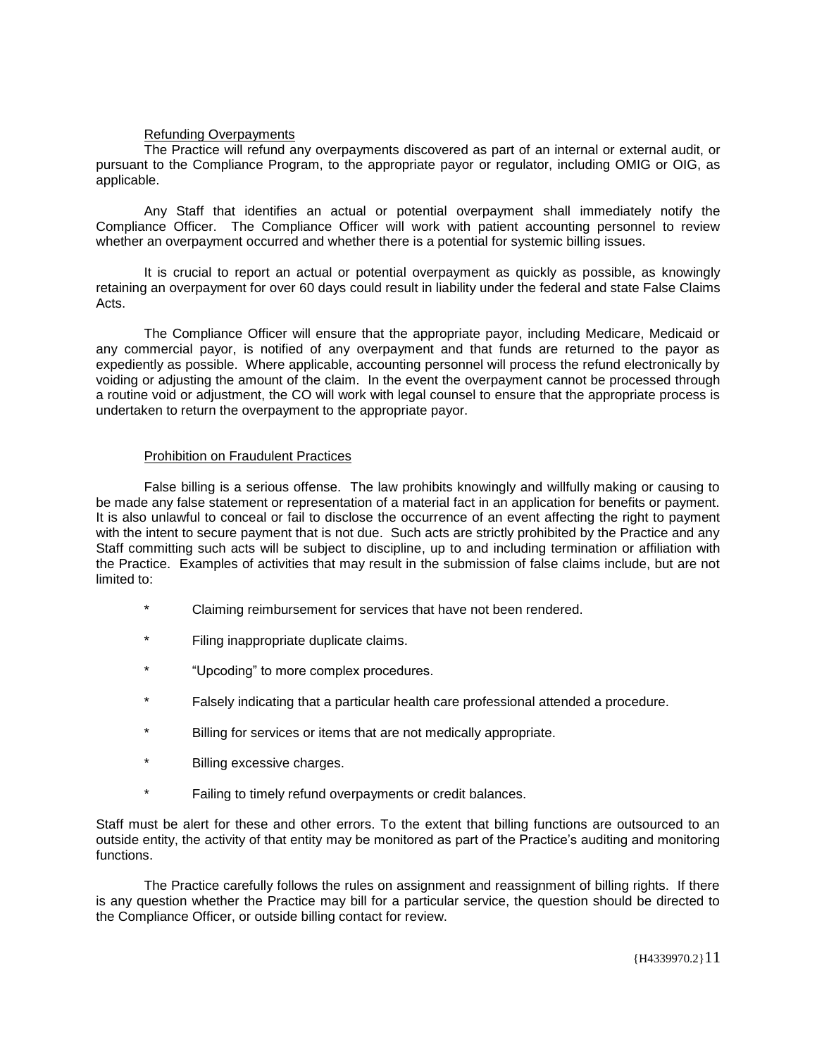## Refunding Overpayments

The Practice will refund any overpayments discovered as part of an internal or external audit, or pursuant to the Compliance Program, to the appropriate payor or regulator, including OMIG or OIG, as applicable.

Any Staff that identifies an actual or potential overpayment shall immediately notify the Compliance Officer. The Compliance Officer will work with patient accounting personnel to review whether an overpayment occurred and whether there is a potential for systemic billing issues.

It is crucial to report an actual or potential overpayment as quickly as possible, as knowingly retaining an overpayment for over 60 days could result in liability under the federal and state False Claims Acts.

The Compliance Officer will ensure that the appropriate payor, including Medicare, Medicaid or any commercial payor, is notified of any overpayment and that funds are returned to the payor as expediently as possible. Where applicable, accounting personnel will process the refund electronically by voiding or adjusting the amount of the claim. In the event the overpayment cannot be processed through a routine void or adjustment, the CO will work with legal counsel to ensure that the appropriate process is undertaken to return the overpayment to the appropriate payor.

## Prohibition on Fraudulent Practices

False billing is a serious offense. The law prohibits knowingly and willfully making or causing to be made any false statement or representation of a material fact in an application for benefits or payment. It is also unlawful to conceal or fail to disclose the occurrence of an event affecting the right to payment with the intent to secure payment that is not due. Such acts are strictly prohibited by the Practice and any Staff committing such acts will be subject to discipline, up to and including termination or affiliation with the Practice. Examples of activities that may result in the submission of false claims include, but are not limited to:

- Claiming reimbursement for services that have not been rendered.
- Filing inappropriate duplicate claims.
- “Upcoding” to more complex procedures.
- Falsely indicating that a particular health care professional attended a procedure.
- Billing for services or items that are not medically appropriate.
- Billing excessive charges.
- Failing to timely refund overpayments or credit balances.

Staff must be alert for these and other errors. To the extent that billing functions are outsourced to an outside entity, the activity of that entity may be monitored as part of the Practice’s auditing and monitoring functions.

The Practice carefully follows the rules on assignment and reassignment of billing rights. If there is any question whether the Practice may bill for a particular service, the question should be directed to the Compliance Officer, or outside billing contact for review.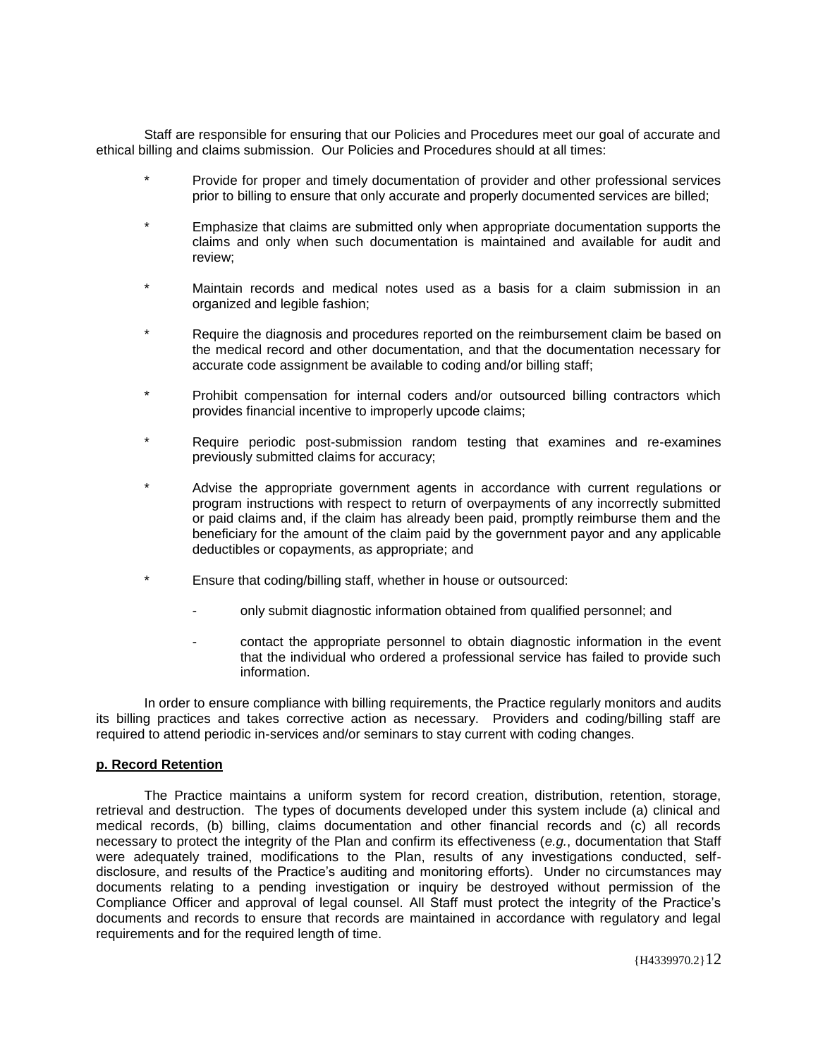Staff are responsible for ensuring that our Policies and Procedures meet our goal of accurate and ethical billing and claims submission. Our Policies and Procedures should at all times:

* Provide for proper and timely documentation of provider and other professional services prior to billing to ensure that only accurate and properly documented services are billed;
* Emphasize that claims are submitted only when appropriate documentation supports the claims and only when such documentation is maintained and available for audit and review;
* Maintain records and medical notes used as a basis for a claim submission in an organized and legible fashion;
* Require the diagnosis and procedures reported on the reimbursement claim be based on the medical record and other documentation, and that the documentation necessary for accurate code assignment be available to coding and/or billing staff;
* Prohibit compensation for internal coders and/or outsourced billing contractors which provides financial incentive to improperly upcode claims;
* Require periodic post-submission random testing that examines and re-examines previously submitted claims for accuracy;
* Advise the appropriate government agents in accordance with current regulations or program instructions with respect to return of overpayments of any incorrectly submitted or paid claims and, if the claim has already been paid, promptly reimburse them and the beneficiary for the amount of the claim paid by the government payor and any applicable deductibles or copayments, as appropriate; and
* Ensure that coding/billing staff, whether in house or outsourced:
    - only submit diagnostic information obtained from qualified personnel; and
    - contact the appropriate personnel to obtain diagnostic information in the event that the individual who ordered a professional service has failed to provide such information.

In order to ensure compliance with billing requirements, the Practice regularly monitors and audits its billing practices and takes corrective action as necessary. Providers and coding/billing staff are required to attend periodic in-services and/or seminars to stay current with coding changes.

**p. Record Retention**

The Practice maintains a uniform system for record creation, distribution, retention, storage, retrieval and destruction. The types of documents developed under this system include (a) clinical and medical records, (b) billing, claims documentation and other financial records and (c) all records necessary to protect the integrity of the Plan and confirm its effectiveness (*e.g.*, documentation that Staff were adequately trained, modifications to the Plan, results of any investigations conducted, self-disclosure, and results of the Practice's auditing and monitoring efforts). Under no circumstances may documents relating to a pending investigation or inquiry be destroyed without permission of the Compliance Officer and approval of legal counsel. All Staff must protect the integrity of the Practice's documents and records to ensure that records are maintained in accordance with regulatory and legal requirements and for the required length of time.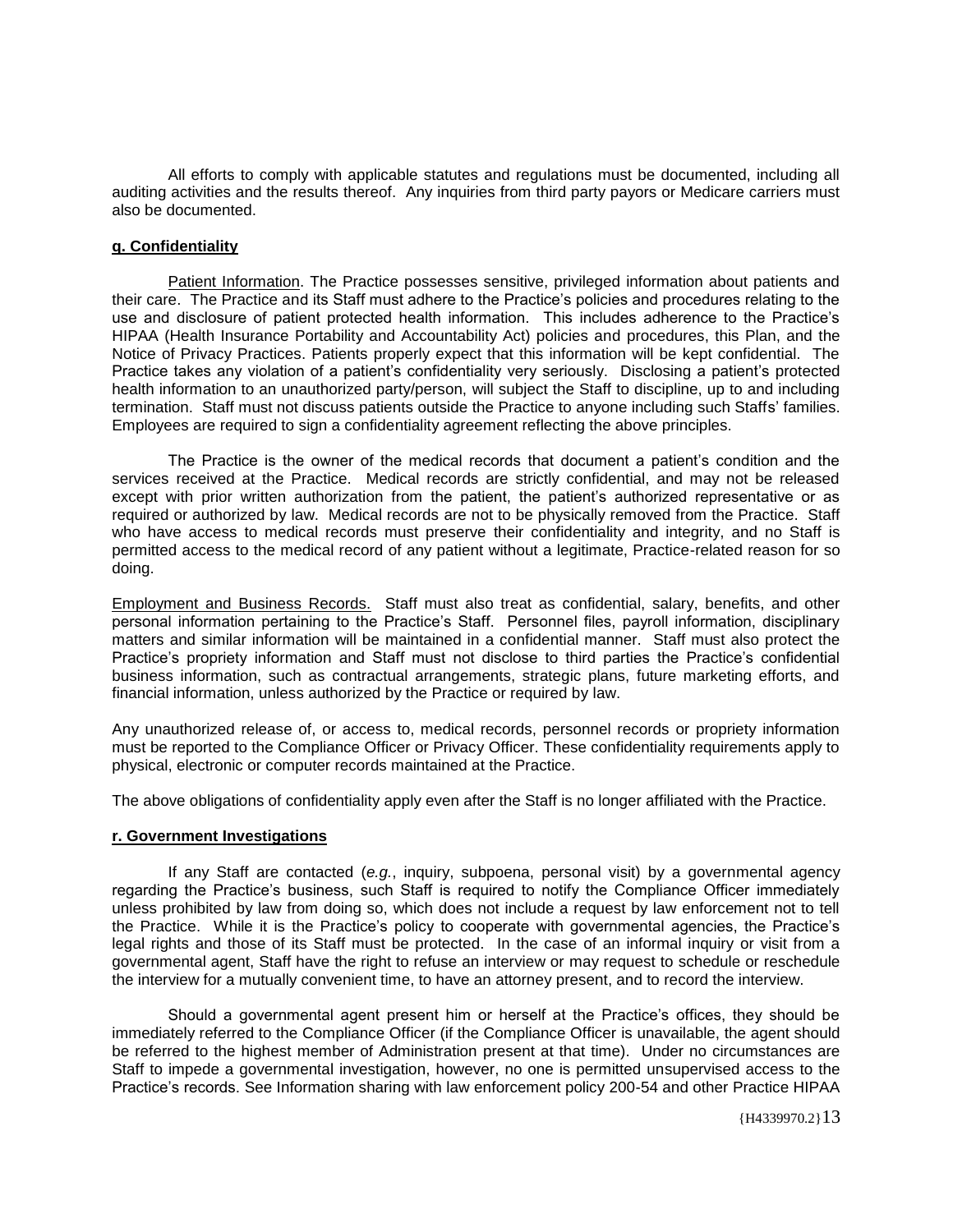All efforts to comply with applicable statutes and regulations must be documented, including all auditing activities and the results thereof. Any inquiries from third party payors or Medicare carriers must also be documented.

**q. Confidentiality**

Patient Information. The Practice possesses sensitive, privileged information about patients and their care. The Practice and its Staff must adhere to the Practice's policies and procedures relating to the use and disclosure of patient protected health information. This includes adherence to the Practice's HIPAA (Health Insurance Portability and Accountability Act) policies and procedures, this Plan, and the Notice of Privacy Practices. Patients properly expect that this information will be kept confidential. The Practice takes any violation of a patient's confidentiality very seriously. Disclosing a patient's protected health information to an unauthorized party/person, will subject the Staff to discipline, up to and including termination. Staff must not discuss patients outside the Practice to anyone including such Staffs' families. Employees are required to sign a confidentiality agreement reflecting the above principles.

The Practice is the owner of the medical records that document a patient's condition and the services received at the Practice. Medical records are strictly confidential, and may not be released except with prior written authorization from the patient, the patient's authorized representative or as required or authorized by law. Medical records are not to be physically removed from the Practice. Staff who have access to medical records must preserve their confidentiality and integrity, and no Staff is permitted access to the medical record of any patient without a legitimate, Practice-related reason for so doing.

Employment and Business Records. Staff must also treat as confidential, salary, benefits, and other personal information pertaining to the Practice's Staff. Personnel files, payroll information, disciplinary matters and similar information will be maintained in a confidential manner. Staff must also protect the Practice's propriety information and Staff must not disclose to third parties the Practice's confidential business information, such as contractual arrangements, strategic plans, future marketing efforts, and financial information, unless authorized by the Practice or required by law.

Any unauthorized release of, or access to, medical records, personnel records or propriety information must be reported to the Compliance Officer or Privacy Officer. These confidentiality requirements apply to physical, electronic or computer records maintained at the Practice.

The above obligations of confidentiality apply even after the Staff is no longer affiliated with the Practice.

**r. Government Investigations**

If any Staff are contacted (*e.g.*, inquiry, subpoena, personal visit) by a governmental agency regarding the Practice's business, such Staff is required to notify the Compliance Officer immediately unless prohibited by law from doing so, which does not include a request by law enforcement not to tell the Practice. While it is the Practice's policy to cooperate with governmental agencies, the Practice's legal rights and those of its Staff must be protected. In the case of an informal inquiry or visit from a governmental agent, Staff have the right to refuse an interview or may request to schedule or reschedule the interview for a mutually convenient time, to have an attorney present, and to record the interview.

Should a governmental agent present him or herself at the Practice's offices, they should be immediately referred to the Compliance Officer (if the Compliance Officer is unavailable, the agent should be referred to the highest member of Administration present at that time). Under no circumstances are Staff to impede a governmental investigation, however, no one is permitted unsupervised access to the Practice's records. See Information sharing with law enforcement policy 200-54 and other Practice HIPAA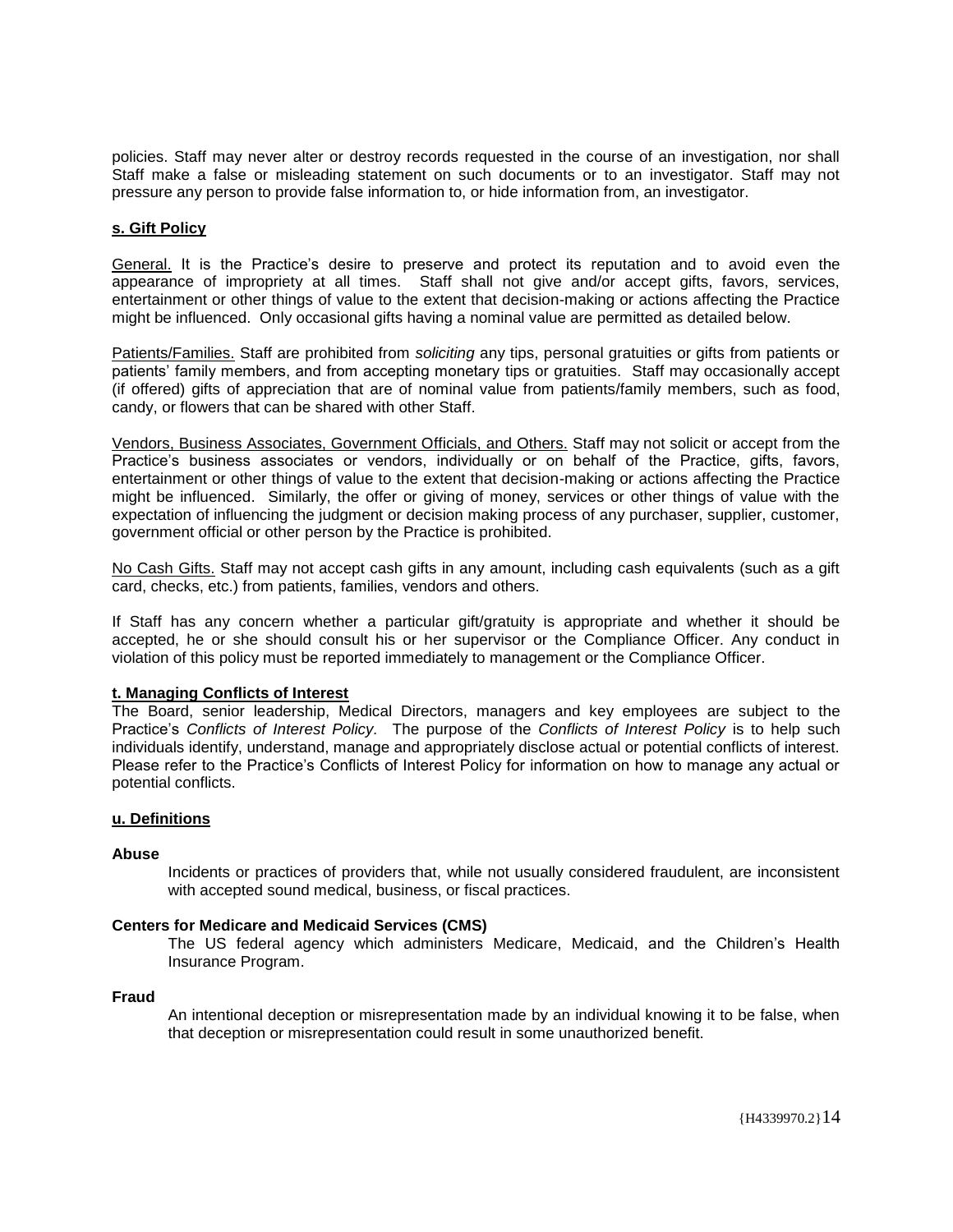policies. Staff may never alter or destroy records requested in the course of an investigation, nor shall Staff make a false or misleading statement on such documents or to an investigator. Staff may not pressure any person to provide false information to, or hide information from, an investigator.

## s. Gift Policy

General. It is the Practice's desire to preserve and protect its reputation and to avoid even the appearance of impropriety at all times. Staff shall not give and/or accept gifts, favors, services, entertainment or other things of value to the extent that decision-making or actions affecting the Practice might be influenced. Only occasional gifts having a nominal value are permitted as detailed below.

Patients/Families. Staff are prohibited from *soliciting* any tips, personal gratuities or gifts from patients or patients' family members, and from accepting monetary tips or gratuities. Staff may occasionally accept (if offered) gifts of appreciation that are of nominal value from patients/family members, such as food, candy, or flowers that can be shared with other Staff.

Vendors, Business Associates, Government Officials, and Others. Staff may not solicit or accept from the Practice's business associates or vendors, individually or on behalf of the Practice, gifts, favors, entertainment or other things of value to the extent that decision-making or actions affecting the Practice might be influenced. Similarly, the offer or giving of money, services or other things of value with the expectation of influencing the judgment or decision making process of any purchaser, supplier, customer, government official or other person by the Practice is prohibited.

No Cash Gifts. Staff may not accept cash gifts in any amount, including cash equivalents (such as a gift card, checks, etc.) from patients, families, vendors and others.

If Staff has any concern whether a particular gift/gratuity is appropriate and whether it should be accepted, he or she should consult his or her supervisor or the Compliance Officer. Any conduct in violation of this policy must be reported immediately to management or the Compliance Officer.

## t. Managing Conflicts of Interest

The Board, senior leadership, Medical Directors, managers and key employees are subject to the Practice's *Conflicts of Interest Policy*. The purpose of the *Conflicts of Interest Policy* is to help such individuals identify, understand, manage and appropriately disclose actual or potential conflicts of interest. Please refer to the Practice's Conflicts of Interest Policy for information on how to manage any actual or potential conflicts.

## u. Definitions

**Abuse**

Incidents or practices of providers that, while not usually considered fraudulent, are inconsistent with accepted sound medical, business, or fiscal practices.

**Centers for Medicare and Medicaid Services (CMS)**

The US federal agency which administers Medicare, Medicaid, and the Children's Health Insurance Program.

**Fraud**

An intentional deception or misrepresentation made by an individual knowing it to be false, when that deception or misrepresentation could result in some unauthorized benefit.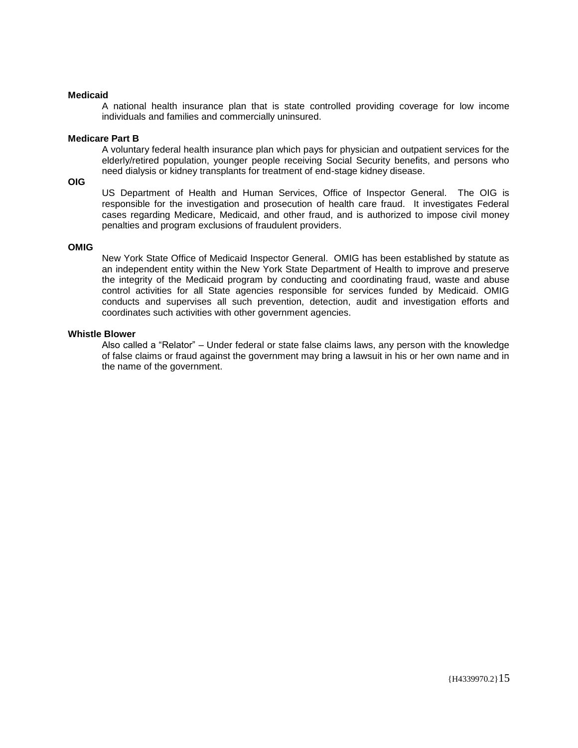**Medicaid**

A national health insurance plan that is state controlled providing coverage for low income individuals and families and commercially uninsured.

**Medicare Part B**

A voluntary federal health insurance plan which pays for physician and outpatient services for the elderly/retired population, younger people receiving Social Security benefits, and persons who need dialysis or kidney transplants for treatment of end-stage kidney disease.

**OIG**

US Department of Health and Human Services, Office of Inspector General. The OIG is responsible for the investigation and prosecution of health care fraud. It investigates Federal cases regarding Medicare, Medicaid, and other fraud, and is authorized to impose civil money penalties and program exclusions of fraudulent providers.

**OMIG**

New York State Office of Medicaid Inspector General. OMIG has been established by statute as an independent entity within the New York State Department of Health to improve and preserve the integrity of the Medicaid program by conducting and coordinating fraud, waste and abuse control activities for all State agencies responsible for services funded by Medicaid. OMIG conducts and supervises all such prevention, detection, audit and investigation efforts and coordinates such activities with other government agencies.

**Whistle Blower**

Also called a "Relator" – Under federal or state false claims laws, any person with the knowledge of false claims or fraud against the government may bring a lawsuit in his or her own name and in the name of the government.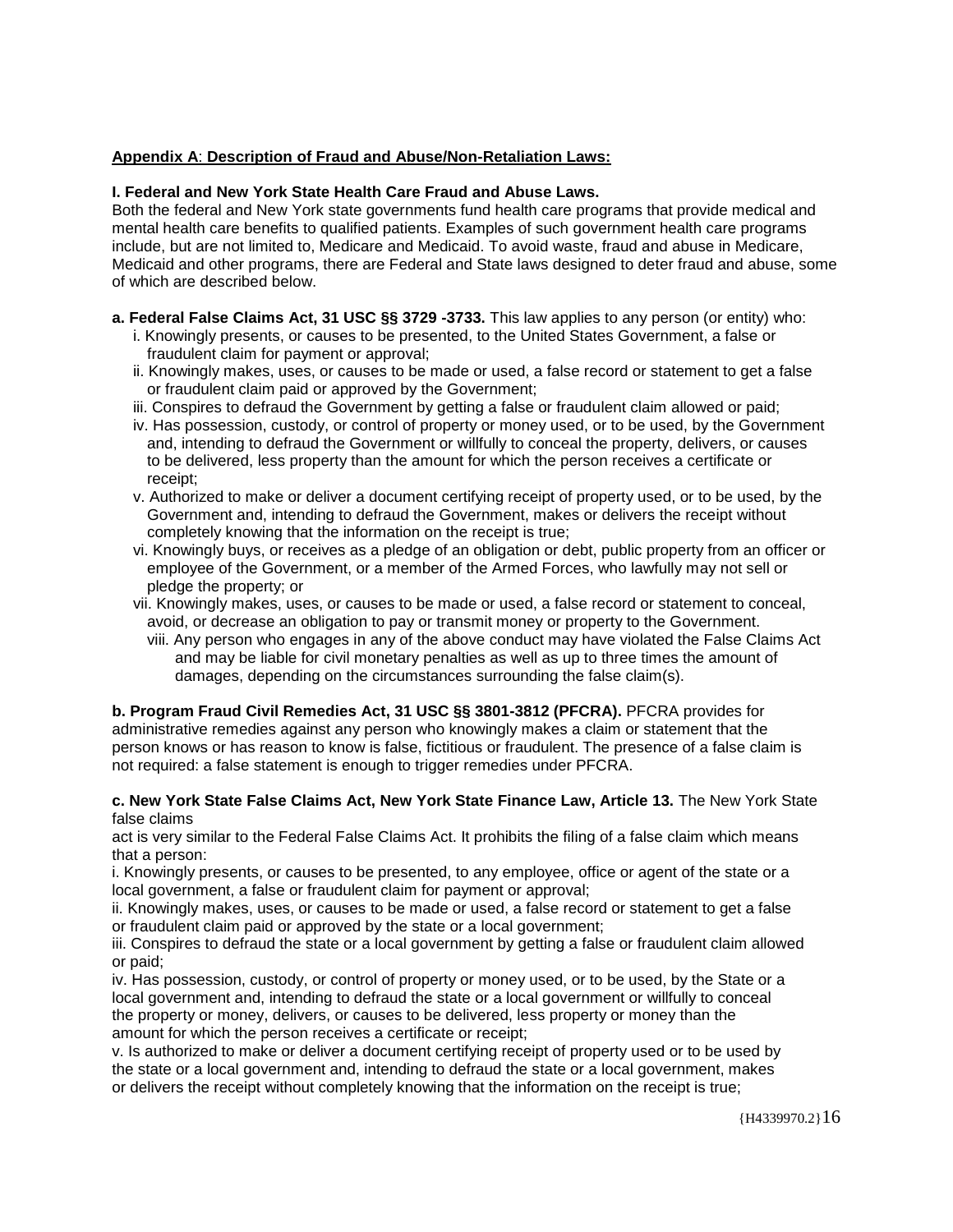**Appendix A**: **Description of Fraud and Abuse/Non-Retaliation Laws:**

**I. Federal and New York State Health Care Fraud and Abuse Laws.**

Both the federal and New York state governments fund health care programs that provide medical and mental health care benefits to qualified patients. Examples of such government health care programs include, but are not limited to, Medicare and Medicaid. To avoid waste, fraud and abuse in Medicare, Medicaid and other programs, there are Federal and State laws designed to deter fraud and abuse, some of which are described below.

**a. Federal False Claims Act, 31 USC §§ 3729 -3733.** This law applies to any person (or entity) who:

i. Knowingly presents, or causes to be presented, to the United States Government, a false or fraudulent claim for payment or approval;

ii. Knowingly makes, uses, or causes to be made or used, a false record or statement to get a false or fraudulent claim paid or approved by the Government;

iii. Conspires to defraud the Government by getting a false or fraudulent claim allowed or paid;

iv. Has possession, custody, or control of property or money used, or to be used, by the Government and, intending to defraud the Government or willfully to conceal the property, delivers, or causes to be delivered, less property than the amount for which the person receives a certificate or receipt;

v. Authorized to make or deliver a document certifying receipt of property used, or to be used, by the Government and, intending to defraud the Government, makes or delivers the receipt without completely knowing that the information on the receipt is true;

vi. Knowingly buys, or receives as a pledge of an obligation or debt, public property from an officer or employee of the Government, or a member of the Armed Forces, who lawfully may not sell or pledge the property; or

vii. Knowingly makes, uses, or causes to be made or used, a false record or statement to conceal, avoid, or decrease an obligation to pay or transmit money or property to the Government.

viii. Any person who engages in any of the above conduct may have violated the False Claims Act and may be liable for civil monetary penalties as well as up to three times the amount of damages, depending on the circumstances surrounding the false claim(s).

**b. Program Fraud Civil Remedies Act, 31 USC §§ 3801-3812 (PFCRA).** PFCRA provides for administrative remedies against any person who knowingly makes a claim or statement that the person knows or has reason to know is false, fictitious or fraudulent. The presence of a false claim is not required: a false statement is enough to trigger remedies under PFCRA.

**c. New York State False Claims Act, New York State Finance Law, Article 13.** The New York State false claims act is very similar to the Federal False Claims Act. It prohibits the filing of a false claim which means that a person:

i. Knowingly presents, or causes to be presented, to any employee, office or agent of the state or a local government, a false or fraudulent claim for payment or approval;

ii. Knowingly makes, uses, or causes to be made or used, a false record or statement to get a false or fraudulent claim paid or approved by the state or a local government;

iii. Conspires to defraud the state or a local government by getting a false or fraudulent claim allowed or paid;

iv. Has possession, custody, or control of property or money used, or to be used, by the State or a local government and, intending to defraud the state or a local government or willfully to conceal the property or money, delivers, or causes to be delivered, less property or money than the amount for which the person receives a certificate or receipt;

v. Is authorized to make or deliver a document certifying receipt of property used or to be used by the state or a local government and, intending to defraud the state or a local government, makes or delivers the receipt without completely knowing that the information on the receipt is true;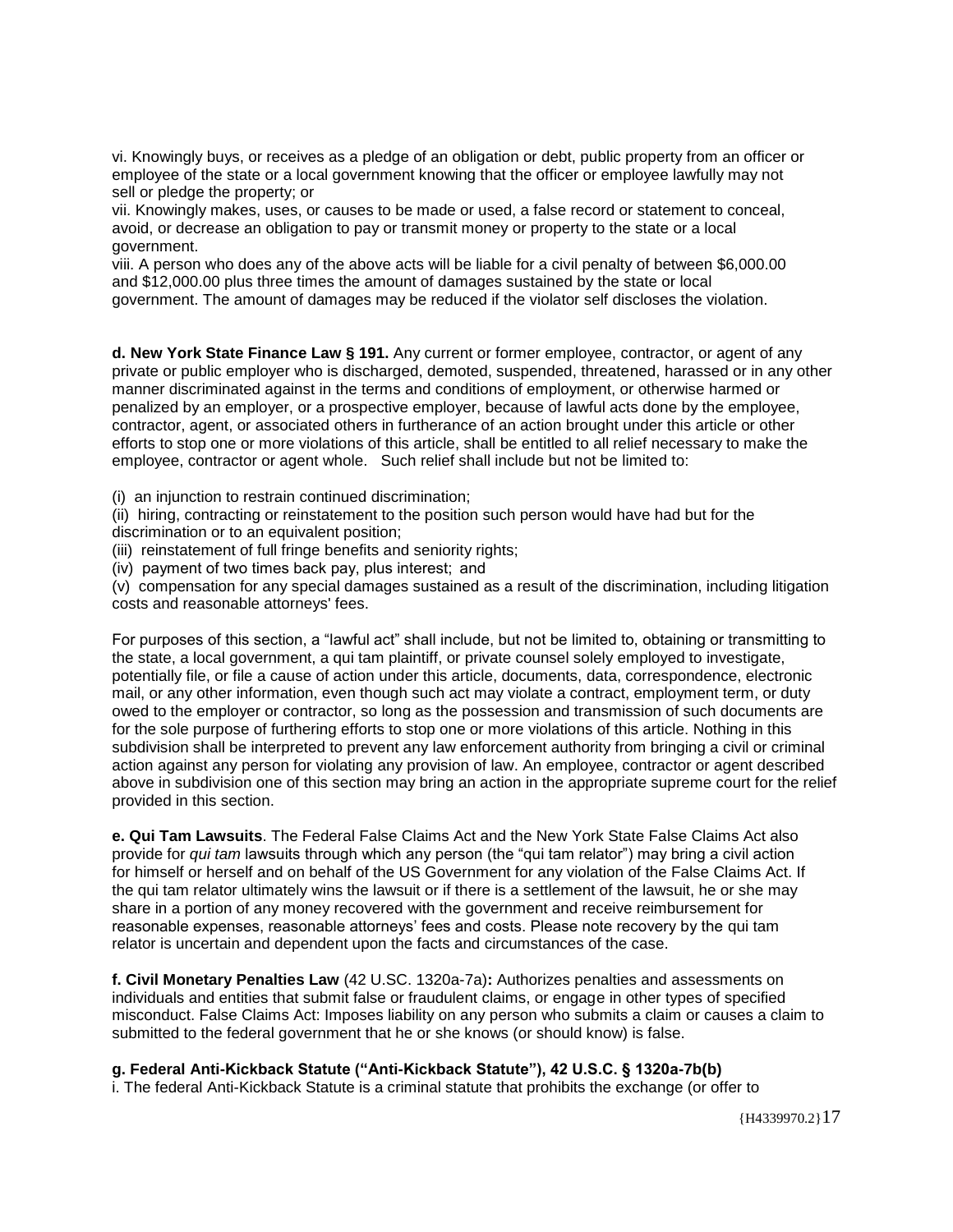vi. Knowingly buys, or receives as a pledge of an obligation or debt, public property from an officer or employee of the state or a local government knowing that the officer or employee lawfully may not sell or pledge the property; or

vii. Knowingly makes, uses, or causes to be made or used, a false record or statement to conceal, avoid, or decrease an obligation to pay or transmit money or property to the state or a local government.

viii. A person who does any of the above acts will be liable for a civil penalty of between $6,000.00 and $12,000.00 plus three times the amount of damages sustained by the state or local government. The amount of damages may be reduced if the violator self discloses the violation.

**d. New York State Finance Law § 191.** Any current or former employee, contractor, or agent of any private or public employer who is discharged, demoted, suspended, threatened, harassed or in any other manner discriminated against in the terms and conditions of employment, or otherwise harmed or penalized by an employer, or a prospective employer, because of lawful acts done by the employee, contractor, agent, or associated others in furtherance of an action brought under this article or other efforts to stop one or more violations of this article, shall be entitled to all relief necessary to make the employee, contractor or agent whole. Such relief shall include but not be limited to:

(i) an injunction to restrain continued discrimination;
(ii) hiring, contracting or reinstatement to the position such person would have had but for the discrimination or to an equivalent position;
(iii) reinstatement of full fringe benefits and seniority rights;
(iv) payment of two times back pay, plus interest; and
(v) compensation for any special damages sustained as a result of the discrimination, including litigation costs and reasonable attorneys' fees.

For purposes of this section, a "lawful act" shall include, but not be limited to, obtaining or transmitting to the state, a local government, a qui tam plaintiff, or private counsel solely employed to investigate, potentially file, or file a cause of action under this article, documents, data, correspondence, electronic mail, or any other information, even though such act may violate a contract, employment term, or duty owed to the employer or contractor, so long as the possession and transmission of such documents are for the sole purpose of furthering efforts to stop one or more violations of this article. Nothing in this subdivision shall be interpreted to prevent any law enforcement authority from bringing a civil or criminal action against any person for violating any provision of law. An employee, contractor or agent described above in subdivision one of this section may bring an action in the appropriate supreme court for the relief provided in this section.

**e. Qui Tam Lawsuits**. The Federal False Claims Act and the New York State False Claims Act also provide for *qui tam* lawsuits through which any person (the "qui tam relator") may bring a civil action for himself or herself and on behalf of the US Government for any violation of the False Claims Act. If the qui tam relator ultimately wins the lawsuit or if there is a settlement of the lawsuit, he or she may share in a portion of any money recovered with the government and receive reimbursement for reasonable expenses, reasonable attorneys' fees and costs. Please note recovery by the qui tam relator is uncertain and dependent upon the facts and circumstances of the case.

**f. Civil Monetary Penalties Law** (42 U.SC. 1320a-7a)**:** Authorizes penalties and assessments on individuals and entities that submit false or fraudulent claims, or engage in other types of specified misconduct. False Claims Act: Imposes liability on any person who submits a claim or causes a claim to submitted to the federal government that he or she knows (or should know) is false.

**g. Federal Anti-Kickback Statute ("Anti-Kickback Statute"), 42 U.S.C. § 1320a-7b(b)**

i. The federal Anti-Kickback Statute is a criminal statute that prohibits the exchange (or offer to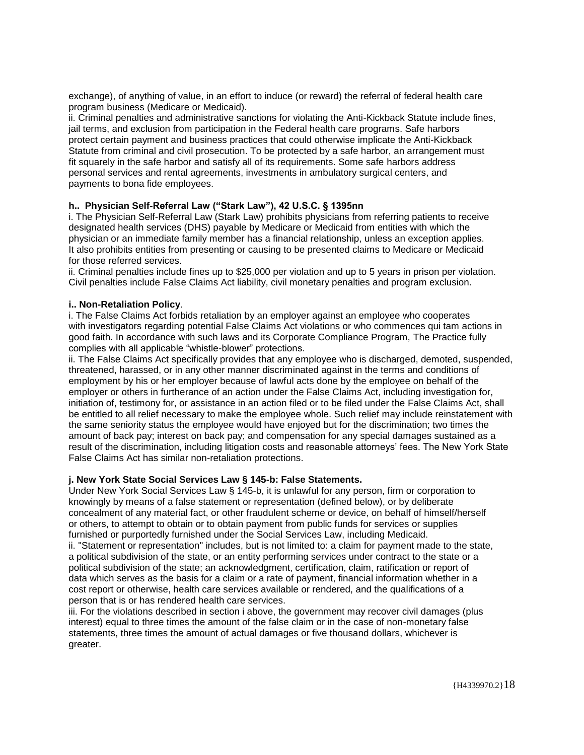exchange), of anything of value, in an effort to induce (or reward) the referral of federal health care program business (Medicare or Medicaid).

ii. Criminal penalties and administrative sanctions for violating the Anti-Kickback Statute include fines, jail terms, and exclusion from participation in the Federal health care programs. Safe harbors protect certain payment and business practices that could otherwise implicate the Anti-Kickback Statute from criminal and civil prosecution. To be protected by a safe harbor, an arrangement must fit squarely in the safe harbor and satisfy all of its requirements. Some safe harbors address personal services and rental agreements, investments in ambulatory surgical centers, and payments to bona fide employees.

**h.. Physician Self-Referral Law ("Stark Law"), 42 U.S.C. § 1395nn**

i. The Physician Self-Referral Law (Stark Law) prohibits physicians from referring patients to receive designated health services (DHS) payable by Medicare or Medicaid from entities with which the physician or an immediate family member has a financial relationship, unless an exception applies. It also prohibits entities from presenting or causing to be presented claims to Medicare or Medicaid for those referred services.

ii. Criminal penalties include fines up to $25,000 per violation and up to 5 years in prison per violation. Civil penalties include False Claims Act liability, civil monetary penalties and program exclusion.

**i.. Non-Retaliation Policy**.

i. The False Claims Act forbids retaliation by an employer against an employee who cooperates with investigators regarding potential False Claims Act violations or who commences qui tam actions in good faith. In accordance with such laws and its Corporate Compliance Program, The Practice fully complies with all applicable "whistle-blower" protections.

ii. The False Claims Act specifically provides that any employee who is discharged, demoted, suspended, threatened, harassed, or in any other manner discriminated against in the terms and conditions of employment by his or her employer because of lawful acts done by the employee on behalf of the employer or others in furtherance of an action under the False Claims Act, including investigation for, initiation of, testimony for, or assistance in an action filed or to be filed under the False Claims Act, shall be entitled to all relief necessary to make the employee whole. Such relief may include reinstatement with the same seniority status the employee would have enjoyed but for the discrimination; two times the amount of back pay; interest on back pay; and compensation for any special damages sustained as a result of the discrimination, including litigation costs and reasonable attorneys' fees. The New York State False Claims Act has similar non-retaliation protections.

**j. New York State Social Services Law § 145-b: False Statements.**

Under New York Social Services Law § 145-b, it is unlawful for any person, firm or corporation to knowingly by means of a false statement or representation (defined below), or by deliberate concealment of any material fact, or other fraudulent scheme or device, on behalf of himself/herself or others, to attempt to obtain or to obtain payment from public funds for services or supplies furnished or purportedly furnished under the Social Services Law, including Medicaid.

ii. "Statement or representation" includes, but is not limited to: a claim for payment made to the state, a political subdivision of the state, or an entity performing services under contract to the state or a political subdivision of the state; an acknowledgment, certification, claim, ratification or report of data which serves as the basis for a claim or a rate of payment, financial information whether in a cost report or otherwise, health care services available or rendered, and the qualifications of a person that is or has rendered health care services.

iii. For the violations described in section i above, the government may recover civil damages (plus interest) equal to three times the amount of the false claim or in the case of non-monetary false statements, three times the amount of actual damages or five thousand dollars, whichever is greater.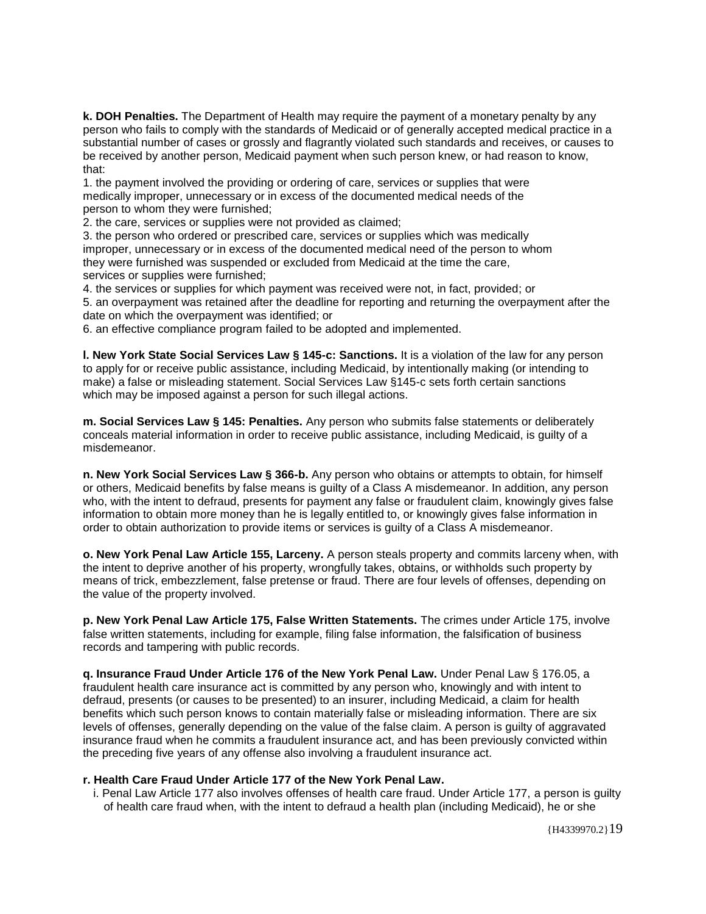**k. DOH Penalties.** The Department of Health may require the payment of a monetary penalty by any person who fails to comply with the standards of Medicaid or of generally accepted medical practice in a substantial number of cases or grossly and flagrantly violated such standards and receives, or causes to be received by another person, Medicaid payment when such person knew, or had reason to know, that:

1. the payment involved the providing or ordering of care, services or supplies that were medically improper, unnecessary or in excess of the documented medical needs of the person to whom they were furnished;
2. the care, services or supplies were not provided as claimed;
3. the person who ordered or prescribed care, services or supplies which was medically improper, unnecessary or in excess of the documented medical need of the person to whom they were furnished was suspended or excluded from Medicaid at the time the care, services or supplies were furnished;
4. the services or supplies for which payment was received were not, in fact, provided; or
5. an overpayment was retained after the deadline for reporting and returning the overpayment after the date on which the overpayment was identified; or
6. an effective compliance program failed to be adopted and implemented.

**l. New York State Social Services Law § 145-c: Sanctions.** It is a violation of the law for any person to apply for or receive public assistance, including Medicaid, by intentionally making (or intending to make) a false or misleading statement. Social Services Law §145-c sets forth certain sanctions which may be imposed against a person for such illegal actions.

**m. Social Services Law § 145: Penalties.** Any person who submits false statements or deliberately conceals material information in order to receive public assistance, including Medicaid, is guilty of a misdemeanor.

**n. New York Social Services Law § 366-b.** Any person who obtains or attempts to obtain, for himself or others, Medicaid benefits by false means is guilty of a Class A misdemeanor. In addition, any person who, with the intent to defraud, presents for payment any false or fraudulent claim, knowingly gives false information to obtain more money than he is legally entitled to, or knowingly gives false information in order to obtain authorization to provide items or services is guilty of a Class A misdemeanor.

**o. New York Penal Law Article 155, Larceny.** A person steals property and commits larceny when, with the intent to deprive another of his property, wrongfully takes, obtains, or withholds such property by means of trick, embezzlement, false pretense or fraud. There are four levels of offenses, depending on the value of the property involved.

**p. New York Penal Law Article 175, False Written Statements.** The crimes under Article 175, involve false written statements, including for example, filing false information, the falsification of business records and tampering with public records.

**q. Insurance Fraud Under Article 176 of the New York Penal Law.** Under Penal Law § 176.05, a fraudulent health care insurance act is committed by any person who, knowingly and with intent to defraud, presents (or causes to be presented) to an insurer, including Medicaid, a claim for health benefits which such person knows to contain materially false or misleading information. There are six levels of offenses, generally depending on the value of the false claim. A person is guilty of aggravated insurance fraud when he commits a fraudulent insurance act, and has been previously convicted within the preceding five years of any offense also involving a fraudulent insurance act.

**r. Health Care Fraud Under Article 177 of the New York Penal Law.**

i. Penal Law Article 177 also involves offenses of health care fraud. Under Article 177, a person is guilty of health care fraud when, with the intent to defraud a health plan (including Medicaid), he or she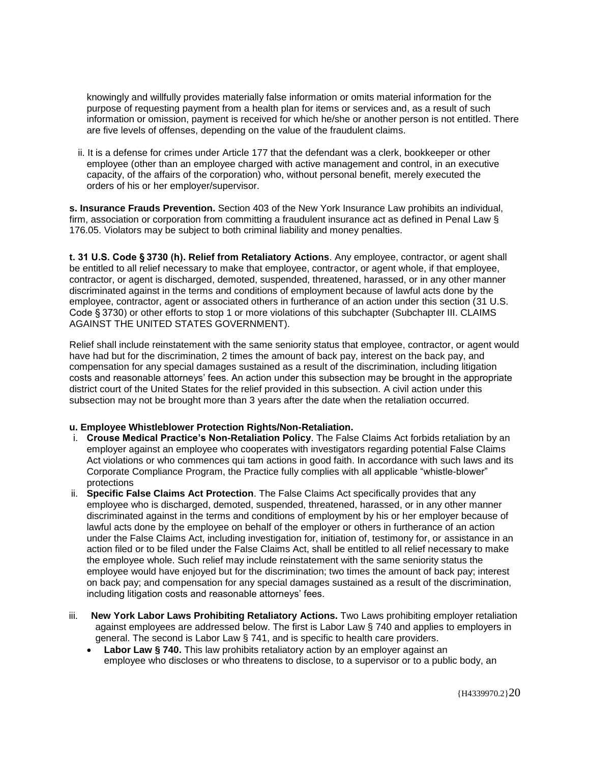knowingly and willfully provides materially false information or omits material information for the purpose of requesting payment from a health plan for items or services and, as a result of such information or omission, payment is received for which he/she or another person is not entitled. There are five levels of offenses, depending on the value of the fraudulent claims.

ii. It is a defense for crimes under Article 177 that the defendant was a clerk, bookkeeper or other employee (other than an employee charged with active management and control, in an executive capacity, of the affairs of the corporation) who, without personal benefit, merely executed the orders of his or her employer/supervisor.

**s. Insurance Frauds Prevention.** Section 403 of the New York Insurance Law prohibits an individual, firm, association or corporation from committing a fraudulent insurance act as defined in Penal Law § 176.05. Violators may be subject to both criminal liability and money penalties.

**t. 31 U.S. Code § 3730 (h). Relief from Retaliatory Actions**. Any employee, contractor, or agent shall be entitled to all relief necessary to make that employee, contractor, or agent whole, if that employee, contractor, or agent is discharged, demoted, suspended, threatened, harassed, or in any other manner discriminated against in the terms and conditions of employment because of lawful acts done by the employee, contractor, agent or associated others in furtherance of an action under this section (31 U.S. Code § 3730) or other efforts to stop 1 or more violations of this subchapter (Subchapter III. CLAIMS AGAINST THE UNITED STATES GOVERNMENT).

Relief shall include reinstatement with the same seniority status that employee, contractor, or agent would have had but for the discrimination, 2 times the amount of back pay, interest on the back pay, and compensation for any special damages sustained as a result of the discrimination, including litigation costs and reasonable attorneys' fees. An action under this subsection may be brought in the appropriate district court of the United States for the relief provided in this subsection. A civil action under this subsection may not be brought more than 3 years after the date when the retaliation occurred.

**u. Employee Whistleblower Protection Rights/Non-Retaliation.**

i. **Crouse Medical Practice's Non-Retaliation Policy**. The False Claims Act forbids retaliation by an employer against an employee who cooperates with investigators regarding potential False Claims Act violations or who commences qui tam actions in good faith. In accordance with such laws and its Corporate Compliance Program, the Practice fully complies with all applicable "whistle-blower" protections

ii. **Specific False Claims Act Protection**. The False Claims Act specifically provides that any employee who is discharged, demoted, suspended, threatened, harassed, or in any other manner discriminated against in the terms and conditions of employment by his or her employer because of lawful acts done by the employee on behalf of the employer or others in furtherance of an action under the False Claims Act, including investigation for, initiation of, testimony for, or assistance in an action filed or to be filed under the False Claims Act, shall be entitled to all relief necessary to make the employee whole. Such relief may include reinstatement with the same seniority status the employee would have enjoyed but for the discrimination; two times the amount of back pay; interest on back pay; and compensation for any special damages sustained as a result of the discrimination, including litigation costs and reasonable attorneys' fees.

iii. **New York Labor Laws Prohibiting Retaliatory Actions.** Two Laws prohibiting employer retaliation against employees are addressed below. The first is Labor Law § 740 and applies to employers in general. The second is Labor Law § 741, and is specific to health care providers.

- **Labor Law § 740.** This law prohibits retaliatory action by an employer against an employee who discloses or who threatens to disclose, to a supervisor or to a public body, an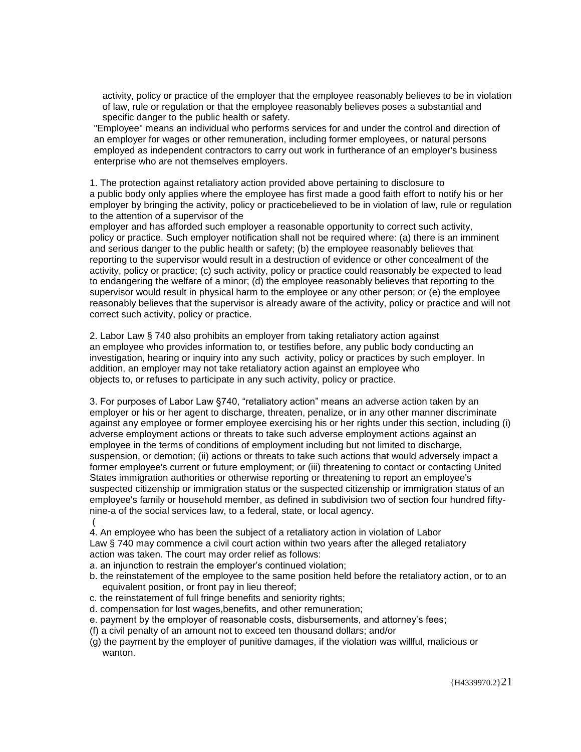activity, policy or practice of the employer that the employee reasonably believes to be in violation of law, rule or regulation or that the employee reasonably believes poses a substantial and specific danger to the public health or safety.

"Employee" means an individual who performs services for and under the control and direction of an employer for wages or other remuneration, including former employees, or natural persons employed as independent contractors to carry out work in furtherance of an employer's business enterprise who are not themselves employers.

1. The protection against retaliatory action provided above pertaining to disclosure to a public body only applies where the employee has first made a good faith effort to notify his or her employer by bringing the activity, policy or practicebelieved to be in violation of law, rule or regulation to the attention of a supervisor of the employer and has afforded such employer a reasonable opportunity to correct such activity, policy or practice. Such employer notification shall not be required where: (a) there is an imminent and serious danger to the public health or safety; (b) the employee reasonably believes that reporting to the supervisor would result in a destruction of evidence or other concealment of the activity, policy or practice; (c) such activity, policy or practice could reasonably be expected to lead to endangering the welfare of a minor; (d) the employee reasonably believes that reporting to the supervisor would result in physical harm to the employee or any other person; or (e) the employee reasonably believes that the supervisor is already aware of the activity, policy or practice and will not correct such activity, policy or practice.

2. Labor Law § 740 also prohibits an employer from taking retaliatory action against an employee who provides information to, or testifies before, any public body conducting an investigation, hearing or inquiry into any such activity, policy or practices by such employer. In addition, an employer may not take retaliatory action against an employee who objects to, or refuses to participate in any such activity, policy or practice.

3. For purposes of Labor Law §740, "retaliatory action" means an adverse action taken by an employer or his or her agent to discharge, threaten, penalize, or in any other manner discriminate against any employee or former employee exercising his or her rights under this section, including (i) adverse employment actions or threats to take such adverse employment actions against an employee in the terms of conditions of employment including but not limited to discharge, suspension, or demotion; (ii) actions or threats to take such actions that would adversely impact a former employee's current or future employment; or (iii) threatening to contact or contacting United States immigration authorities or otherwise reporting or threatening to report an employee's suspected citizenship or immigration status or the suspected citizenship or immigration status of an employee's family or household member, as defined in subdivision two of section four hundred fifty-nine-a of the social services law, to a federal, state, or local agency.
(

4. An employee who has been the subject of a retaliatory action in violation of Labor Law § 740 may commence a civil court action within two years after the alleged retaliatory action was taken. The court may order relief as follows:

a. an injunction to restrain the employer's continued violation;
b. the reinstatement of the employee to the same position held before the retaliatory action, or to an equivalent position, or front pay in lieu thereof;
c. the reinstatement of full fringe benefits and seniority rights;
d. compensation for lost wages,benefits, and other remuneration;
e. payment by the employer of reasonable costs, disbursements, and attorney's fees;
(f) a civil penalty of an amount not to exceed ten thousand dollars; and/or
(g) the payment by the employer of punitive damages, if the violation was willful, malicious or wanton.

{H4339970.2}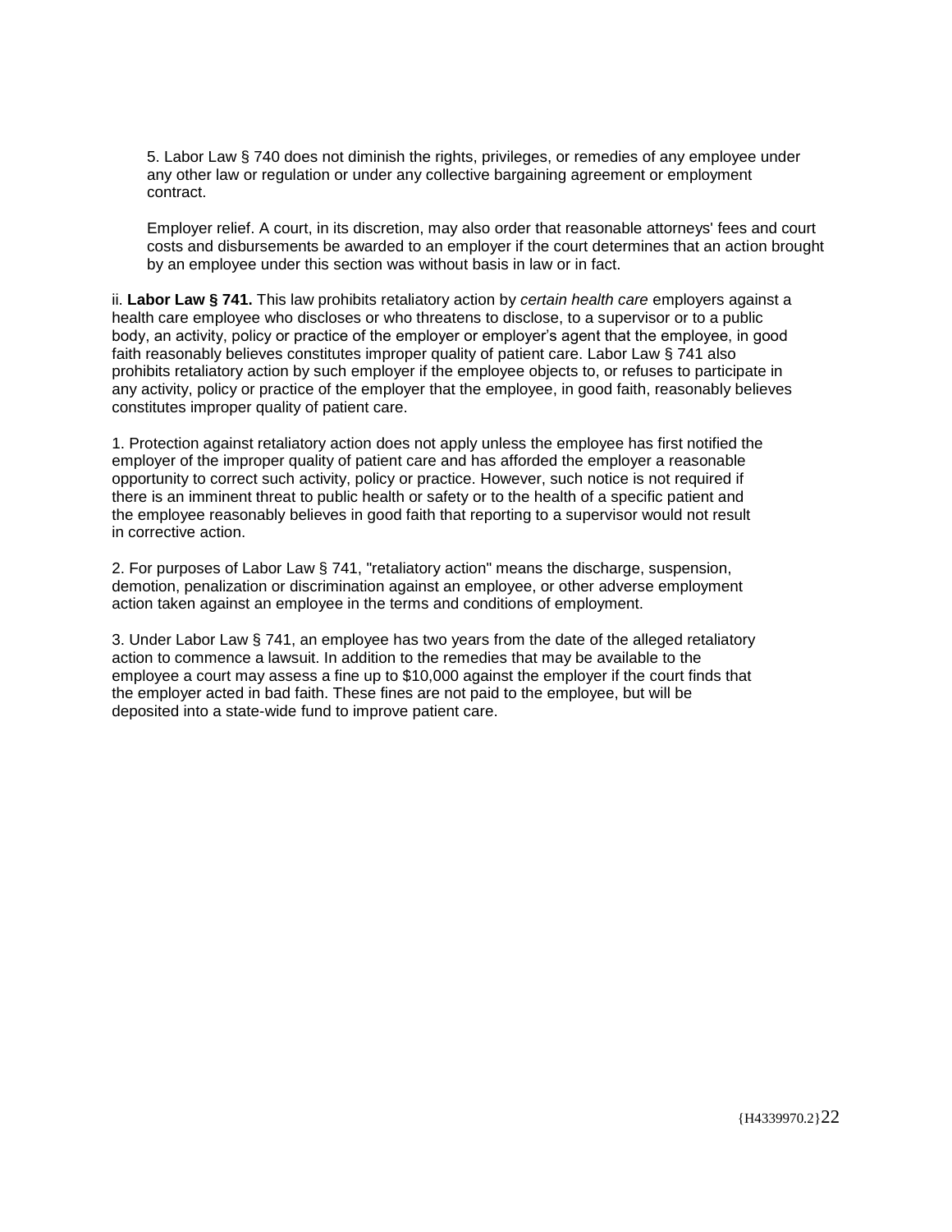5. Labor Law § 740 does not diminish the rights, privileges, or remedies of any employee under any other law or regulation or under any collective bargaining agreement or employment contract.

Employer relief. A court, in its discretion, may also order that reasonable attorneys' fees and court costs and disbursements be awarded to an employer if the court determines that an action brought by an employee under this section was without basis in law or in fact.

ii. **Labor Law § 741.** This law prohibits retaliatory action by *certain health care* employers against a health care employee who discloses or who threatens to disclose, to a supervisor or to a public body, an activity, policy or practice of the employer or employer's agent that the employee, in good faith reasonably believes constitutes improper quality of patient care. Labor Law § 741 also prohibits retaliatory action by such employer if the employee objects to, or refuses to participate in any activity, policy or practice of the employer that the employee, in good faith, reasonably believes constitutes improper quality of patient care.

1. Protection against retaliatory action does not apply unless the employee has first notified the employer of the improper quality of patient care and has afforded the employer a reasonable opportunity to correct such activity, policy or practice. However, such notice is not required if there is an imminent threat to public health or safety or to the health of a specific patient and the employee reasonably believes in good faith that reporting to a supervisor would not result in corrective action.

2. For purposes of Labor Law § 741, "retaliatory action" means the discharge, suspension, demotion, penalization or discrimination against an employee, or other adverse employment action taken against an employee in the terms and conditions of employment.

3. Under Labor Law § 741, an employee has two years from the date of the alleged retaliatory action to commence a lawsuit. In addition to the remedies that may be available to the employee a court may assess a fine up to $10,000 against the employer if the court finds that the employer acted in bad faith. These fines are not paid to the employee, but will be deposited into a state-wide fund to improve patient care.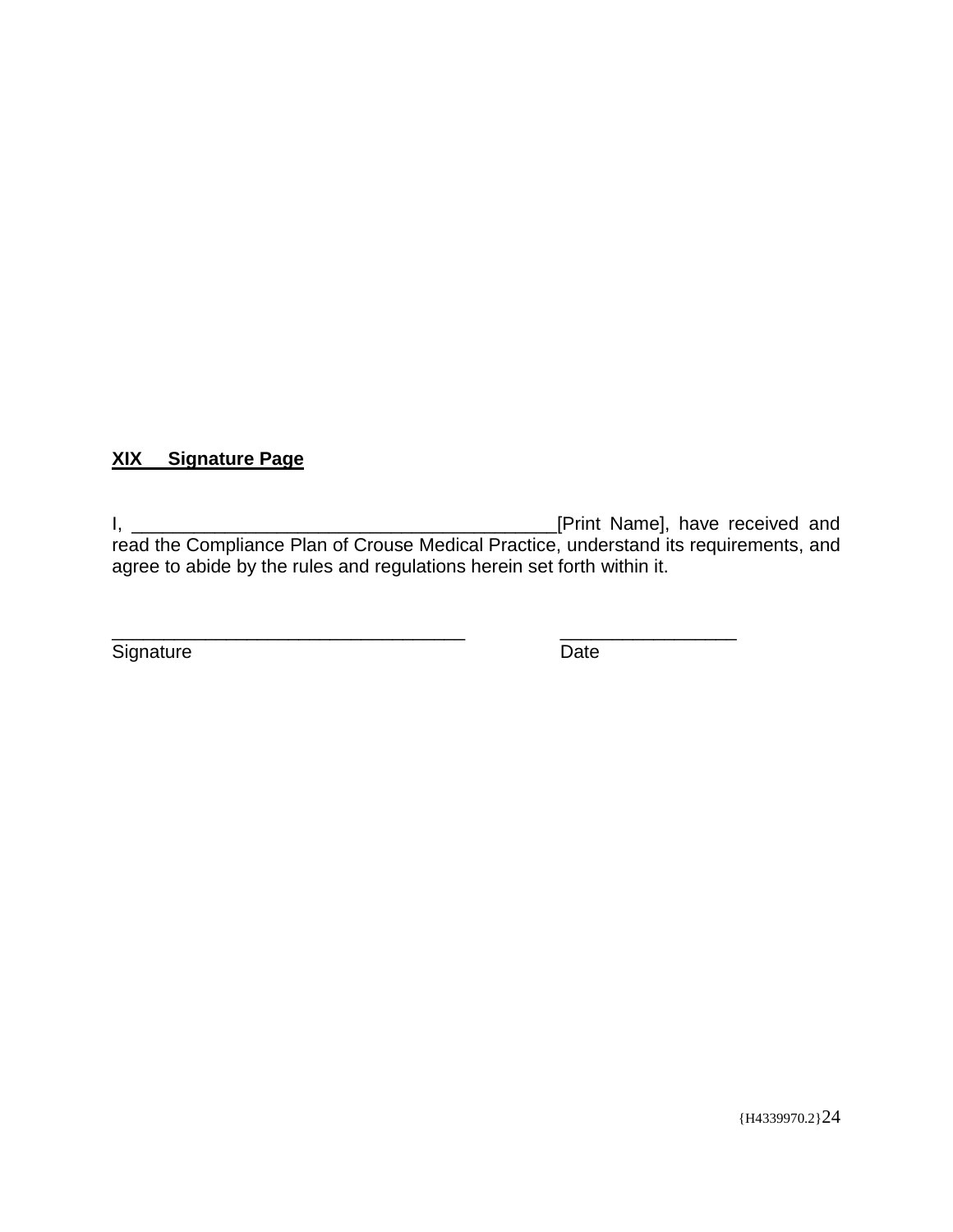## XIX Signature Page

I, _________________________________________[Print Name], have received and read the Compliance Plan of Crouse Medical Practice, understand its requirements, and agree to abide by the rules and regulations herein set forth within it.

__________________________________ _________________

Signature Date

{H4339970.2}